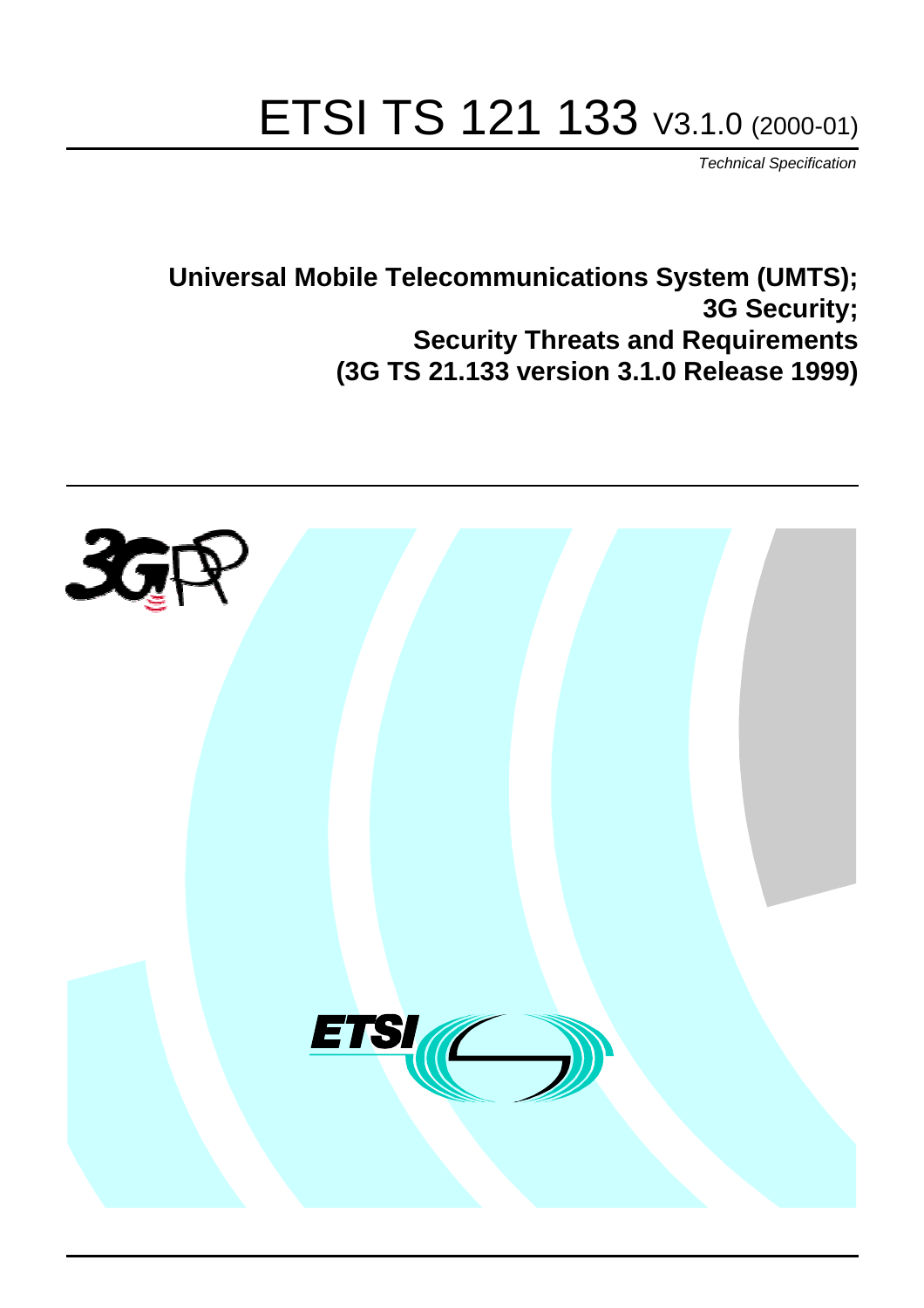# ETSI TS 121 133 V3.1.0 (2000-01)

*Technical Specification*

**Universal Mobile Telecommunications System (UMTS);**
**3G Security;**
**Security Threats and Requirements**
**(3G TS 21.133 version 3.1.0 Release 1999)**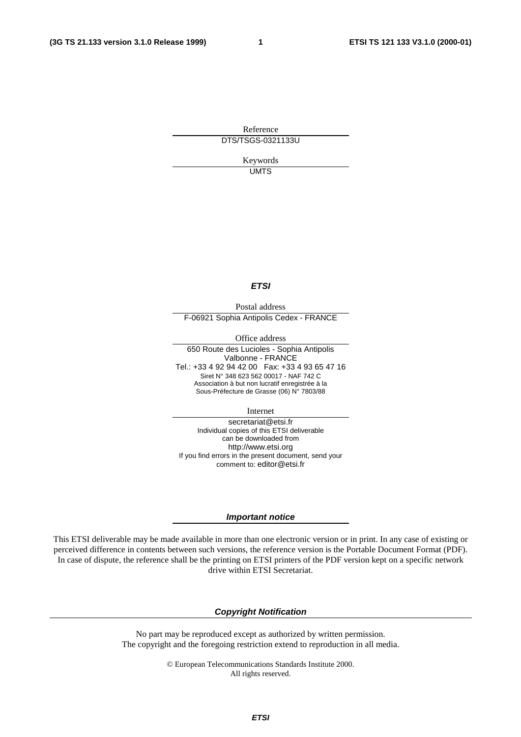Reference

DTS/TSGS-0321133U

Keywords

UMTS

***ETSI***

Postal address

F-06921 Sophia Antipolis Cedex - FRANCE

Office address

650 Route des Lucioles - Sophia Antipolis
Valbonne - FRANCE
Tel.: +33 4 92 94 42 00 Fax: +33 4 93 65 47 16
Siret N° 348 623 562 00017 - NAF 742 C
Association à but non lucratif enregistrée à la
Sous-Préfecture de Grasse (06) N° 7803/88

Internet

secretariat@etsi.fr
Individual copies of this ETSI deliverable
can be downloaded from
http://www.etsi.org
If you find errors in the present document, send your
comment to: editor@etsi.fr

***Important notice***

This ETSI deliverable may be made available in more than one electronic version or in print. In any case of existing or perceived difference in contents between such versions, the reference version is the Portable Document Format (PDF). In case of dispute, the reference shall be the printing on ETSI printers of the PDF version kept on a specific network drive within ETSI Secretariat.

***Copyright Notification***

No part may be reproduced except as authorized by written permission.
The copyright and the foregoing restriction extend to reproduction in all media.

© European Telecommunications Standards Institute 2000.
All rights reserved.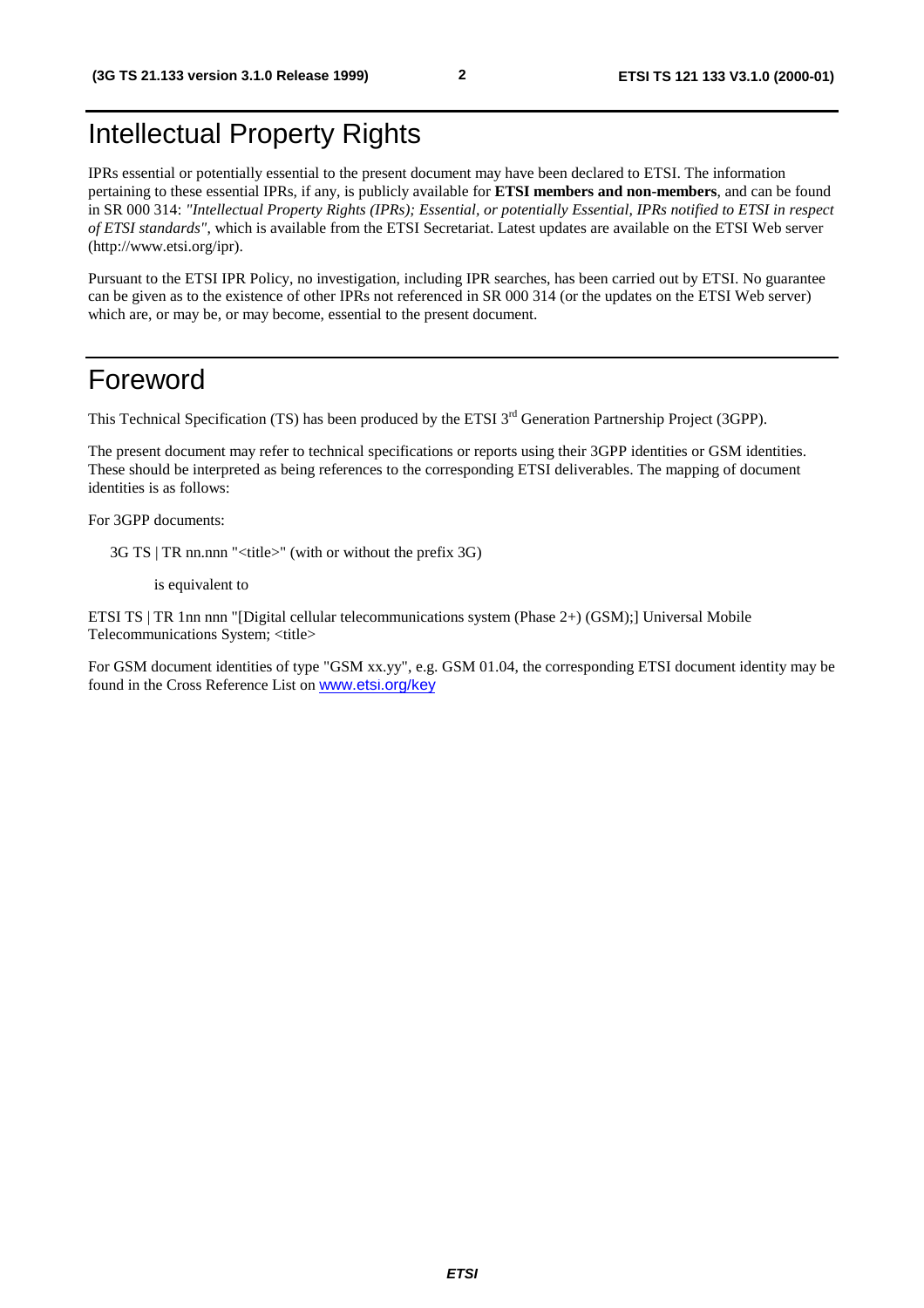# Intellectual Property Rights

IPRs essential or potentially essential to the present document may have been declared to ETSI. The information pertaining to these essential IPRs, if any, is publicly available for **ETSI members and non-members**, and can be found in SR 000 314: *"Intellectual Property Rights (IPRs); Essential, or potentially Essential, IPRs notified to ETSI in respect of ETSI standards"*, which is available from the ETSI Secretariat. Latest updates are available on the ETSI Web server (http://www.etsi.org/ipr).

Pursuant to the ETSI IPR Policy, no investigation, including IPR searches, has been carried out by ETSI. No guarantee can be given as to the existence of other IPRs not referenced in SR 000 314 (or the updates on the ETSI Web server) which are, or may be, or may become, essential to the present document.

# Foreword

This Technical Specification (TS) has been produced by the ETSI 3rd Generation Partnership Project (3GPP).

The present document may refer to technical specifications or reports using their 3GPP identities or GSM identities. These should be interpreted as being references to the corresponding ETSI deliverables. The mapping of document identities is as follows:

For 3GPP documents:

3G TS | TR nn.nnn "<title>" (with or without the prefix 3G)

is equivalent to

ETSI TS | TR 1nn nnn "[Digital cellular telecommunications system (Phase 2+) (GSM);] Universal Mobile Telecommunications System; <title>

For GSM document identities of type "GSM xx.yy", e.g. GSM 01.04, the corresponding ETSI document identity may be found in the Cross Reference List on www.etsi.org/key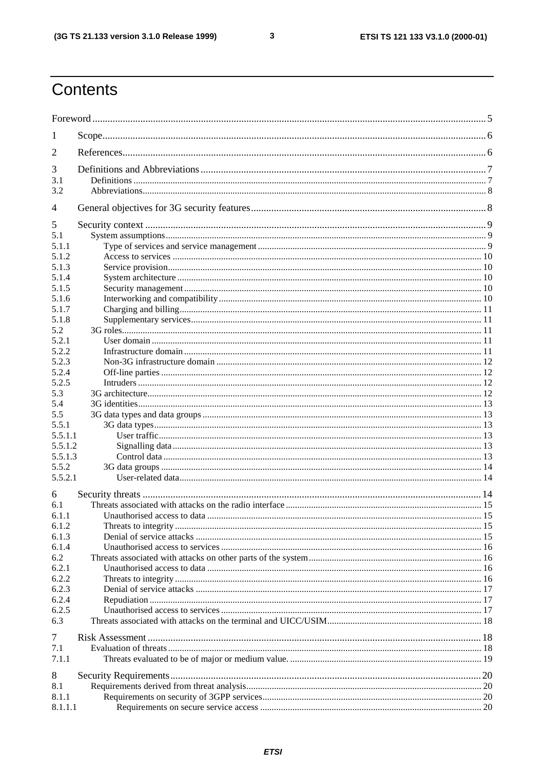# Contents

Foreword ... 5

1 Scope ... 6

2 References ... 6

3 Definitions and Abbreviations ... 7
3.1 Definitions ... 7
3.2 Abbreviations ... 8

4 General objectives for 3G security features ... 8

5 Security context ... 9
5.1 System assumptions ... 9
5.1.1 Type of services and service management ... 9
5.1.2 Access to services ... 10
5.1.3 Service provision ... 10
5.1.4 System architecture ... 10
5.1.5 Security management ... 10
5.1.6 Interworking and compatibility ... 10
5.1.7 Charging and billing ... 11
5.1.8 Supplementary services ... 11
5.2 3G roles ... 11
5.2.1 User domain ... 11
5.2.2 Infrastructure domain ... 11
5.2.3 Non-3G infrastructure domain ... 12
5.2.4 Off-line parties ... 12
5.2.5 Intruders ... 12
5.3 3G architecture ... 12
5.4 3G identities ... 13
5.5 3G data types and data groups ... 13
5.5.1 3G data types ... 13
5.5.1.1 User traffic ... 13
5.5.1.2 Signalling data ... 13
5.5.1.3 Control data ... 13
5.5.2 3G data groups ... 14
5.5.2.1 User-related data ... 14

6 Security threats ... 14
6.1 Threats associated with attacks on the radio interface ... 15
6.1.1 Unauthorised access to data ... 15
6.1.2 Threats to integrity ... 15
6.1.3 Denial of service attacks ... 15
6.1.4 Unauthorised access to services ... 16
6.2 Threats associated with attacks on other parts of the system ... 16
6.2.1 Unauthorised access to data ... 16
6.2.2 Threats to integrity ... 16
6.2.3 Denial of service attacks ... 17
6.2.4 Repudiation ... 17
6.2.5 Unauthorised access to services ... 17
6.3 Threats associated with attacks on the terminal and UICC/USIM ... 18

7 Risk Assessment ... 18
7.1 Evaluation of threats ... 18
7.1.1 Threats evaluated to be of major or medium value. ... 19

8 Security Requirements ... 20
8.1 Requirements derived from threat analysis ... 20
8.1.1 Requirements on security of 3GPP services ... 20
8.1.1.1 Requirements on secure service access ... 20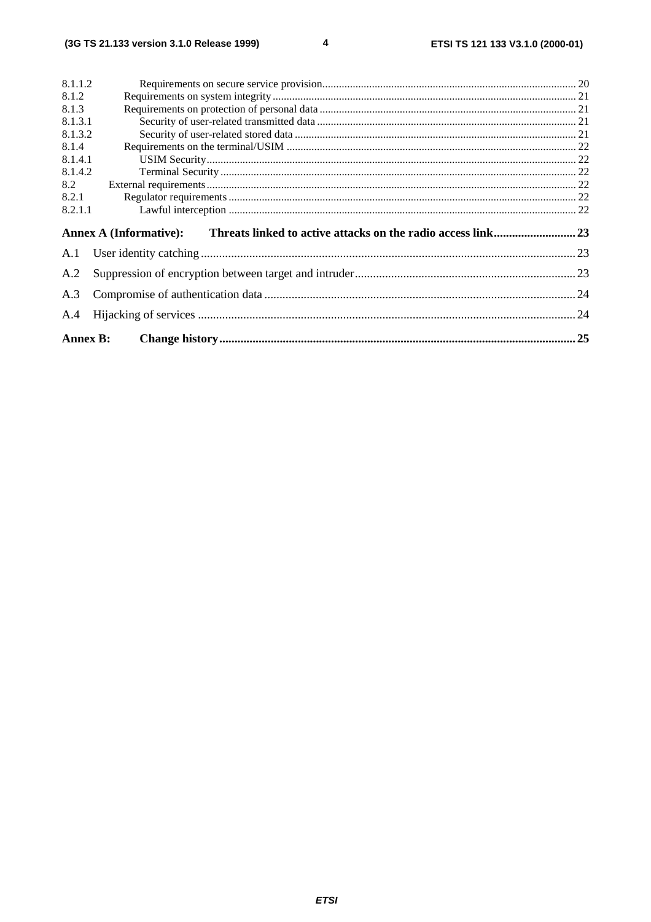8.1.1.2 Requirements on secure service provision........................................................................................... 20
8.1.2 Requirements on system integrity ............................................................................................................ 21
8.1.3 Requirements on protection of personal data ............................................................................................ 21
8.1.3.1 Security of user-related transmitted data ............................................................................................. 21
8.1.3.2 Security of user-related stored data ..................................................................................................... 21
8.1.4 Requirements on the terminal/USIM ........................................................................................................ 22
8.1.4.1 USIM Security..................................................................................................................................... 22
8.1.4.2 Terminal Security ................................................................................................................................ 22
8.2 External requirements..................................................................................................................................... 22
8.2.1 Regulator requirements ............................................................................................................................ 22
8.2.1.1 Lawful interception ............................................................................................................................. 22

**Annex A (Informative): Threats linked to active attacks on the radio access link........................... 23**

A.1 User identity catching............................................................................................................................ 23

A.2 Suppression of encryption between target and intruder......................................................................... 23

A.3 Compromise of authentication data ....................................................................................................... 24

A.4 Hijacking of services ............................................................................................................................. 24

**Annex B: Change history...................................................................................................................... 25**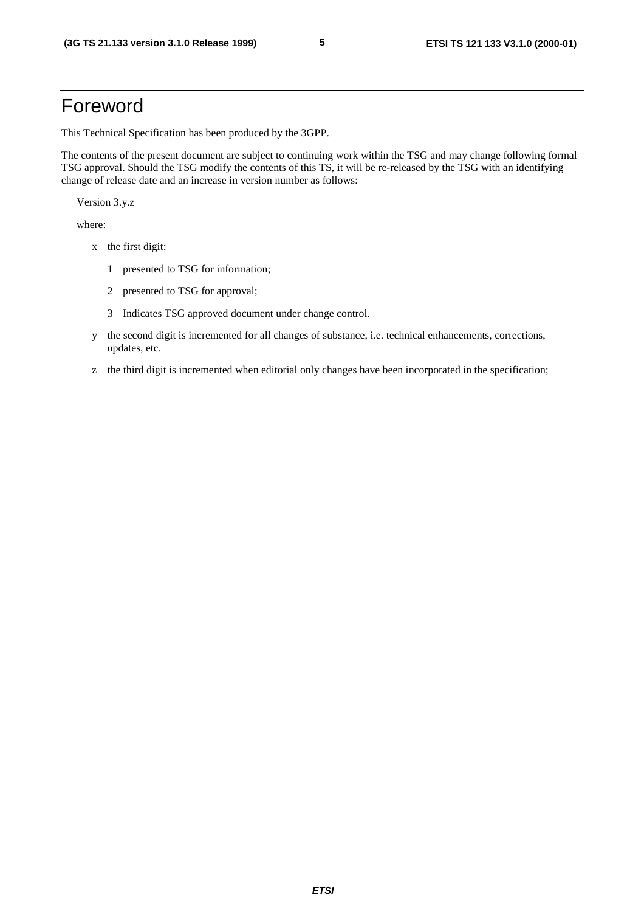# Foreword

This Technical Specification has been produced by the 3GPP.

The contents of the present document are subject to continuing work within the TSG and may change following formal TSG approval. Should the TSG modify the contents of this TS, it will be re-released by the TSG with an identifying change of release date and an increase in version number as follows:

Version 3.y.z

where:

- x the first digit:
  - 1 presented to TSG for information;
  - 2 presented to TSG for approval;
  - 3 Indicates TSG approved document under change control.
- y the second digit is incremented for all changes of substance, i.e. technical enhancements, corrections, updates, etc.
- z the third digit is incremented when editorial only changes have been incorporated in the specification;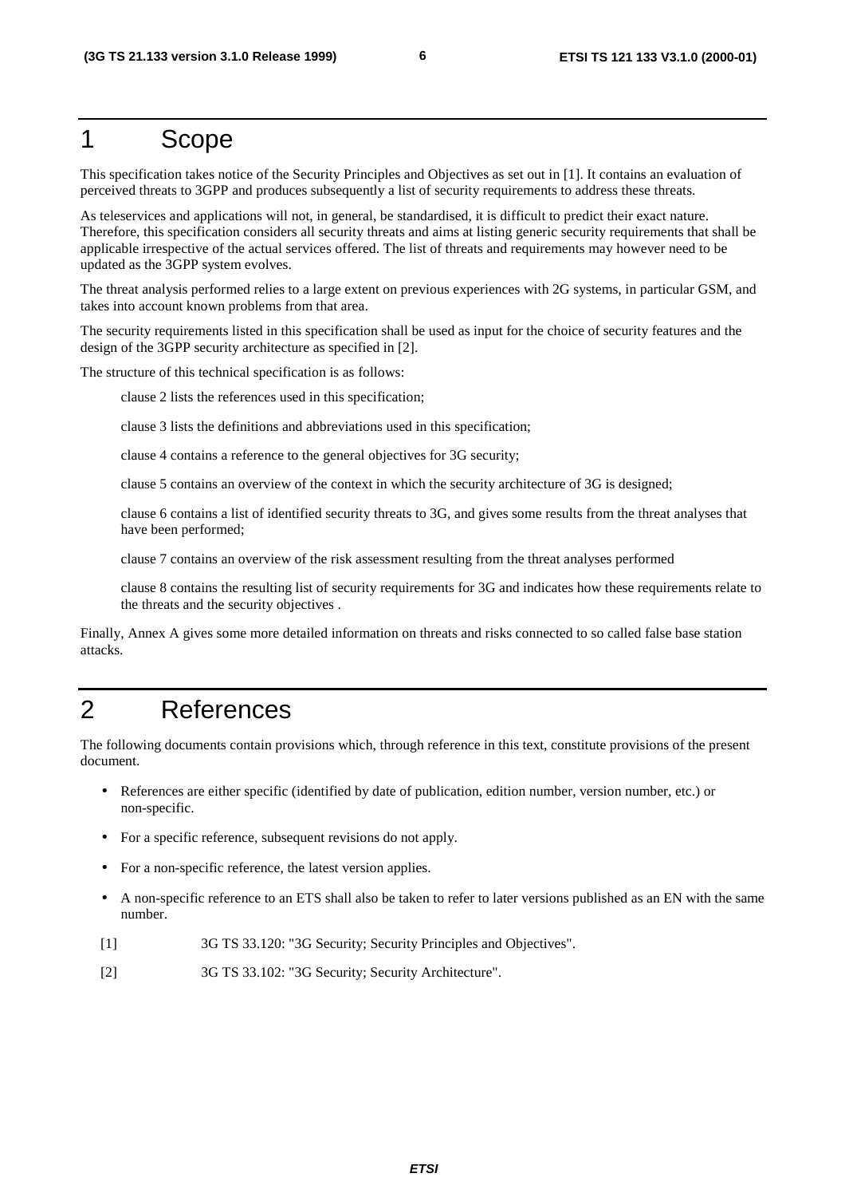# 1 Scope

This specification takes notice of the Security Principles and Objectives as set out in [1]. It contains an evaluation of perceived threats to 3GPP and produces subsequently a list of security requirements to address these threats.

As teleservices and applications will not, in general, be standardised, it is difficult to predict their exact nature. Therefore, this specification considers all security threats and aims at listing generic security requirements that shall be applicable irrespective of the actual services offered. The list of threats and requirements may however need to be updated as the 3GPP system evolves.

The threat analysis performed relies to a large extent on previous experiences with 2G systems, in particular GSM, and takes into account known problems from that area.

The security requirements listed in this specification shall be used as input for the choice of security features and the design of the 3GPP security architecture as specified in [2].

The structure of this technical specification is as follows:

clause 2 lists the references used in this specification;

clause 3 lists the definitions and abbreviations used in this specification;

clause 4 contains a reference to the general objectives for 3G security;

clause 5 contains an overview of the context in which the security architecture of 3G is designed;

clause 6 contains a list of identified security threats to 3G, and gives some results from the threat analyses that have been performed;

clause 7 contains an overview of the risk assessment resulting from the threat analyses performed

clause 8 contains the resulting list of security requirements for 3G and indicates how these requirements relate to the threats and the security objectives .

Finally, Annex A gives some more detailed information on threats and risks connected to so called false base station attacks.

# 2 References

The following documents contain provisions which, through reference in this text, constitute provisions of the present document.

- References are either specific (identified by date of publication, edition number, version number, etc.) or non-specific.
- For a specific reference, subsequent revisions do not apply.
- For a non-specific reference, the latest version applies.
- A non-specific reference to an ETS shall also be taken to refer to later versions published as an EN with the same number.

[1] 3G TS 33.120: "3G Security; Security Principles and Objectives".

[2] 3G TS 33.102: "3G Security; Security Architecture".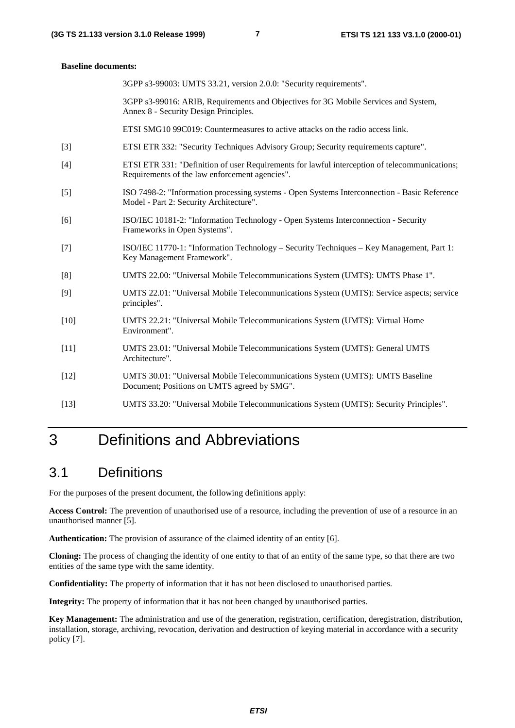**Baseline documents:**

3GPP s3-99003: UMTS 33.21, version 2.0.0: "Security requirements".

3GPP s3-99016: ARIB, Requirements and Objectives for 3G Mobile Services and System, Annex 8 - Security Design Principles.

ETSI SMG10 99C019: Countermeasures to active attacks on the radio access link.

[3] ETSI ETR 332: "Security Techniques Advisory Group; Security requirements capture".

[4] ETSI ETR 331: "Definition of user Requirements for lawful interception of telecommunications; Requirements of the law enforcement agencies".

[5] ISO 7498-2: "Information processing systems - Open Systems Interconnection - Basic Reference Model - Part 2: Security Architecture".

[6] ISO/IEC 10181-2: "Information Technology - Open Systems Interconnection - Security Frameworks in Open Systems".

[7] ISO/IEC 11770-1: "Information Technology – Security Techniques – Key Management, Part 1: Key Management Framework".

[8] UMTS 22.00: "Universal Mobile Telecommunications System (UMTS): UMTS Phase 1".

[9] UMTS 22.01: "Universal Mobile Telecommunications System (UMTS): Service aspects; service principles".

[10] UMTS 22.21: "Universal Mobile Telecommunications System (UMTS): Virtual Home Environment".

[11] UMTS 23.01: "Universal Mobile Telecommunications System (UMTS): General UMTS Architecture".

[12] UMTS 30.01: "Universal Mobile Telecommunications System (UMTS): UMTS Baseline Document; Positions on UMTS agreed by SMG".

[13] UMTS 33.20: "Universal Mobile Telecommunications System (UMTS): Security Principles".

# 3 Definitions and Abbreviations

## 3.1 Definitions

For the purposes of the present document, the following definitions apply:

**Access Control:** The prevention of unauthorised use of a resource, including the prevention of use of a resource in an unauthorised manner [5].

**Authentication:** The provision of assurance of the claimed identity of an entity [6].

**Cloning:** The process of changing the identity of one entity to that of an entity of the same type, so that there are two entities of the same type with the same identity.

**Confidentiality:** The property of information that it has not been disclosed to unauthorised parties.

**Integrity:** The property of information that it has not been changed by unauthorised parties.

**Key Management:** The administration and use of the generation, registration, certification, deregistration, distribution, installation, storage, archiving, revocation, derivation and destruction of keying material in accordance with a security policy [7].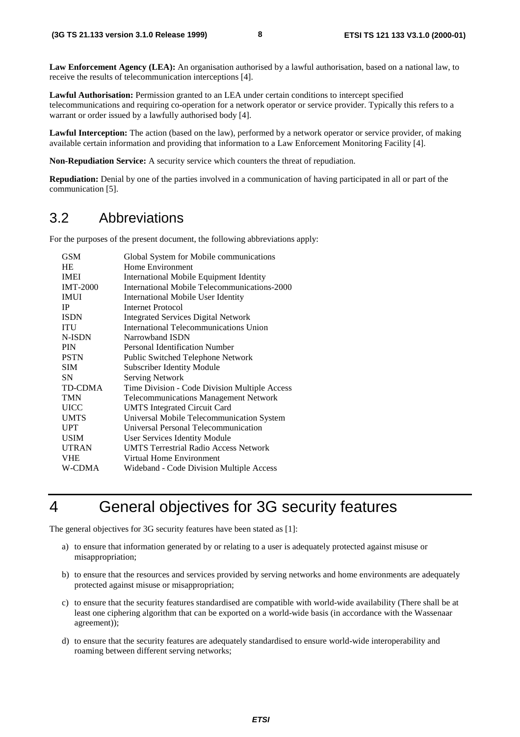**Law Enforcement Agency (LEA):** An organisation authorised by a lawful authorisation, based on a national law, to receive the results of telecommunication interceptions [4].

**Lawful Authorisation:** Permission granted to an LEA under certain conditions to intercept specified telecommunications and requiring co-operation for a network operator or service provider. Typically this refers to a warrant or order issued by a lawfully authorised body [4].

**Lawful Interception:** The action (based on the law), performed by a network operator or service provider, of making available certain information and providing that information to a Law Enforcement Monitoring Facility [4].

**Non-Repudiation Service:** A security service which counters the threat of repudiation.

**Repudiation:** Denial by one of the parties involved in a communication of having participated in all or part of the communication [5].

## 3.2 Abbreviations

For the purposes of the present document, the following abbreviations apply:

| | |
|---|---|
| GSM | Global System for Mobile communications |
| HE | Home Environment |
| IMEI | International Mobile Equipment Identity |
| IMT-2000 | International Mobile Telecommunications-2000 |
| IMUI | International Mobile User Identity |
| IP | Internet Protocol |
| ISDN | Integrated Services Digital Network |
| ITU | International Telecommunications Union |
| N-ISDN | Narrowband ISDN |
| PIN | Personal Identification Number |
| PSTN | Public Switched Telephone Network |
| SIM | Subscriber Identity Module |
| SN | Serving Network |
| TD-CDMA | Time Division - Code Division Multiple Access |
| TMN | Telecommunications Management Network |
| UICC | UMTS Integrated Circuit Card |
| UMTS | Universal Mobile Telecommunication System |
| UPT | Universal Personal Telecommunication |
| USIM | User Services Identity Module |
| UTRAN | UMTS Terrestrial Radio Access Network |
| VHE | Virtual Home Environment |
| W-CDMA | Wideband - Code Division Multiple Access |

# 4 General objectives for 3G security features

The general objectives for 3G security features have been stated as [1]:

a) to ensure that information generated by or relating to a user is adequately protected against misuse or misappropriation;

b) to ensure that the resources and services provided by serving networks and home environments are adequately protected against misuse or misappropriation;

c) to ensure that the security features standardised are compatible with world-wide availability (There shall be at least one ciphering algorithm that can be exported on a world-wide basis (in accordance with the Wassenaar agreement));

d) to ensure that the security features are adequately standardised to ensure world-wide interoperability and roaming between different serving networks;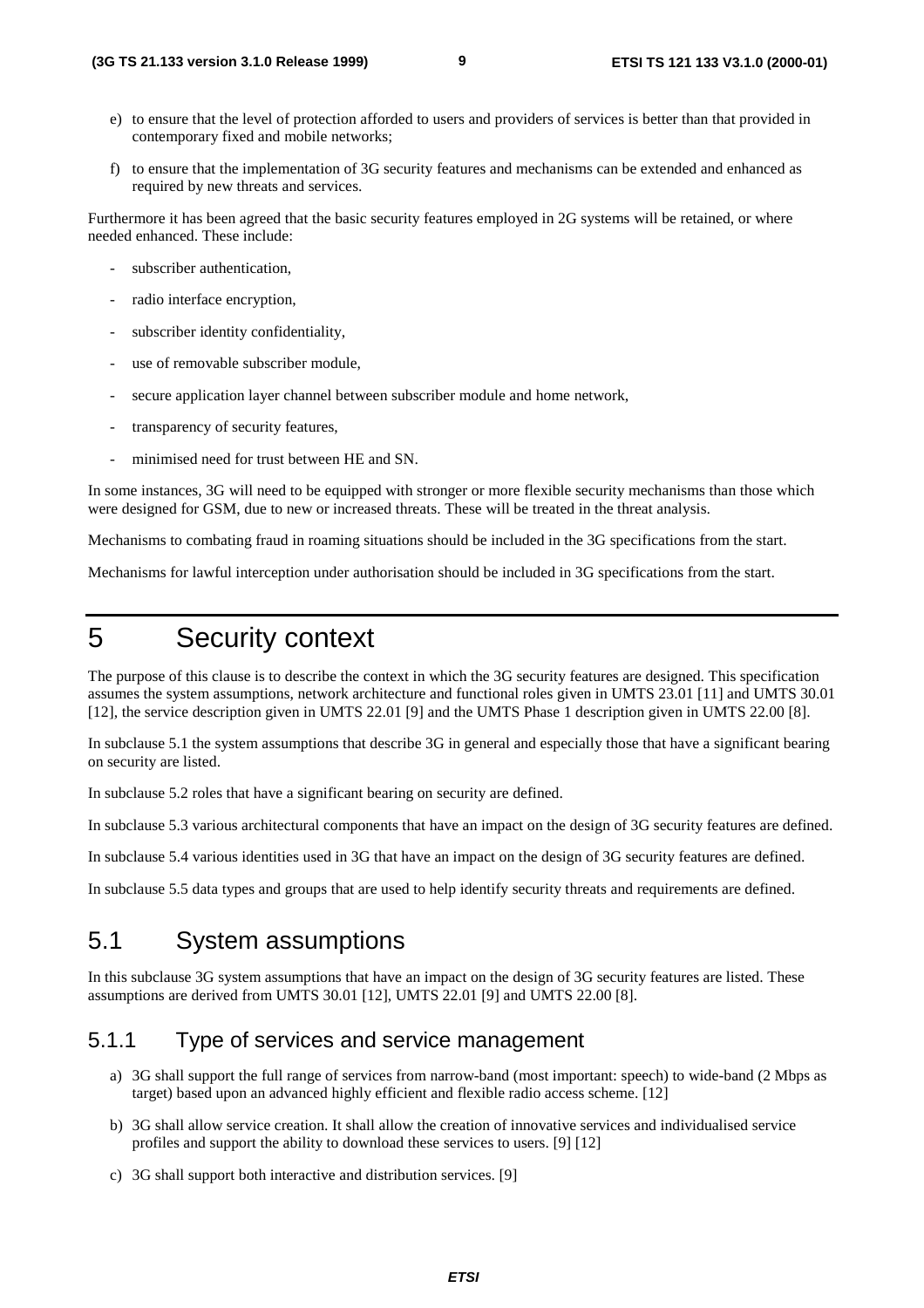e) to ensure that the level of protection afforded to users and providers of services is better than that provided in contemporary fixed and mobile networks;

f) to ensure that the implementation of 3G security features and mechanisms can be extended and enhanced as required by new threats and services.

Furthermore it has been agreed that the basic security features employed in 2G systems will be retained, or where needed enhanced. These include:

- subscriber authentication,
- radio interface encryption,
- subscriber identity confidentiality,
- use of removable subscriber module,
- secure application layer channel between subscriber module and home network,
- transparency of security features,
- minimised need for trust between HE and SN.

In some instances, 3G will need to be equipped with stronger or more flexible security mechanisms than those which were designed for GSM, due to new or increased threats. These will be treated in the threat analysis.

Mechanisms to combating fraud in roaming situations should be included in the 3G specifications from the start.

Mechanisms for lawful interception under authorisation should be included in 3G specifications from the start.

# 5 Security context

The purpose of this clause is to describe the context in which the 3G security features are designed. This specification assumes the system assumptions, network architecture and functional roles given in UMTS 23.01 [11] and UMTS 30.01 [12], the service description given in UMTS 22.01 [9] and the UMTS Phase 1 description given in UMTS 22.00 [8].

In subclause 5.1 the system assumptions that describe 3G in general and especially those that have a significant bearing on security are listed.

In subclause 5.2 roles that have a significant bearing on security are defined.

In subclause 5.3 various architectural components that have an impact on the design of 3G security features are defined.

In subclause 5.4 various identities used in 3G that have an impact on the design of 3G security features are defined.

In subclause 5.5 data types and groups that are used to help identify security threats and requirements are defined.

## 5.1 System assumptions

In this subclause 3G system assumptions that have an impact on the design of 3G security features are listed. These assumptions are derived from UMTS 30.01 [12], UMTS 22.01 [9] and UMTS 22.00 [8].

### 5.1.1 Type of services and service management

a) 3G shall support the full range of services from narrow-band (most important: speech) to wide-band (2 Mbps as target) based upon an advanced highly efficient and flexible radio access scheme. [12]

b) 3G shall allow service creation. It shall allow the creation of innovative services and individualised service profiles and support the ability to download these services to users. [9] [12]

c) 3G shall support both interactive and distribution services. [9]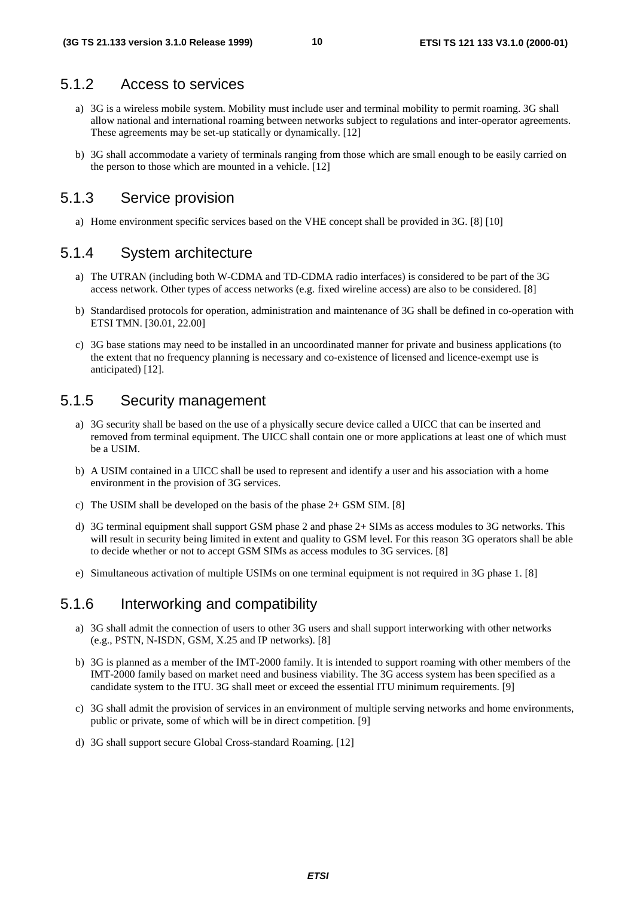### 5.1.2 Access to services

a) 3G is a wireless mobile system. Mobility must include user and terminal mobility to permit roaming. 3G shall allow national and international roaming between networks subject to regulations and inter-operator agreements. These agreements may be set-up statically or dynamically. [12]

b) 3G shall accommodate a variety of terminals ranging from those which are small enough to be easily carried on the person to those which are mounted in a vehicle. [12]

### 5.1.3 Service provision

a) Home environment specific services based on the VHE concept shall be provided in 3G. [8] [10]

### 5.1.4 System architecture

a) The UTRAN (including both W-CDMA and TD-CDMA radio interfaces) is considered to be part of the 3G access network. Other types of access networks (e.g. fixed wireline access) are also to be considered. [8]

b) Standardised protocols for operation, administration and maintenance of 3G shall be defined in co-operation with ETSI TMN. [30.01, 22.00]

c) 3G base stations may need to be installed in an uncoordinated manner for private and business applications (to the extent that no frequency planning is necessary and co-existence of licensed and licence-exempt use is anticipated) [12].

### 5.1.5 Security management

a) 3G security shall be based on the use of a physically secure device called a UICC that can be inserted and removed from terminal equipment. The UICC shall contain one or more applications at least one of which must be a USIM.

b) A USIM contained in a UICC shall be used to represent and identify a user and his association with a home environment in the provision of 3G services.

c) The USIM shall be developed on the basis of the phase 2+ GSM SIM. [8]

d) 3G terminal equipment shall support GSM phase 2 and phase 2+ SIMs as access modules to 3G networks. This will result in security being limited in extent and quality to GSM level. For this reason 3G operators shall be able to decide whether or not to accept GSM SIMs as access modules to 3G services. [8]

e) Simultaneous activation of multiple USIMs on one terminal equipment is not required in 3G phase 1. [8]

### 5.1.6 Interworking and compatibility

a) 3G shall admit the connection of users to other 3G users and shall support interworking with other networks (e.g., PSTN, N-ISDN, GSM, X.25 and IP networks). [8]

b) 3G is planned as a member of the IMT-2000 family. It is intended to support roaming with other members of the IMT-2000 family based on market need and business viability. The 3G access system has been specified as a candidate system to the ITU. 3G shall meet or exceed the essential ITU minimum requirements. [9]

c) 3G shall admit the provision of services in an environment of multiple serving networks and home environments, public or private, some of which will be in direct competition. [9]

d) 3G shall support secure Global Cross-standard Roaming. [12]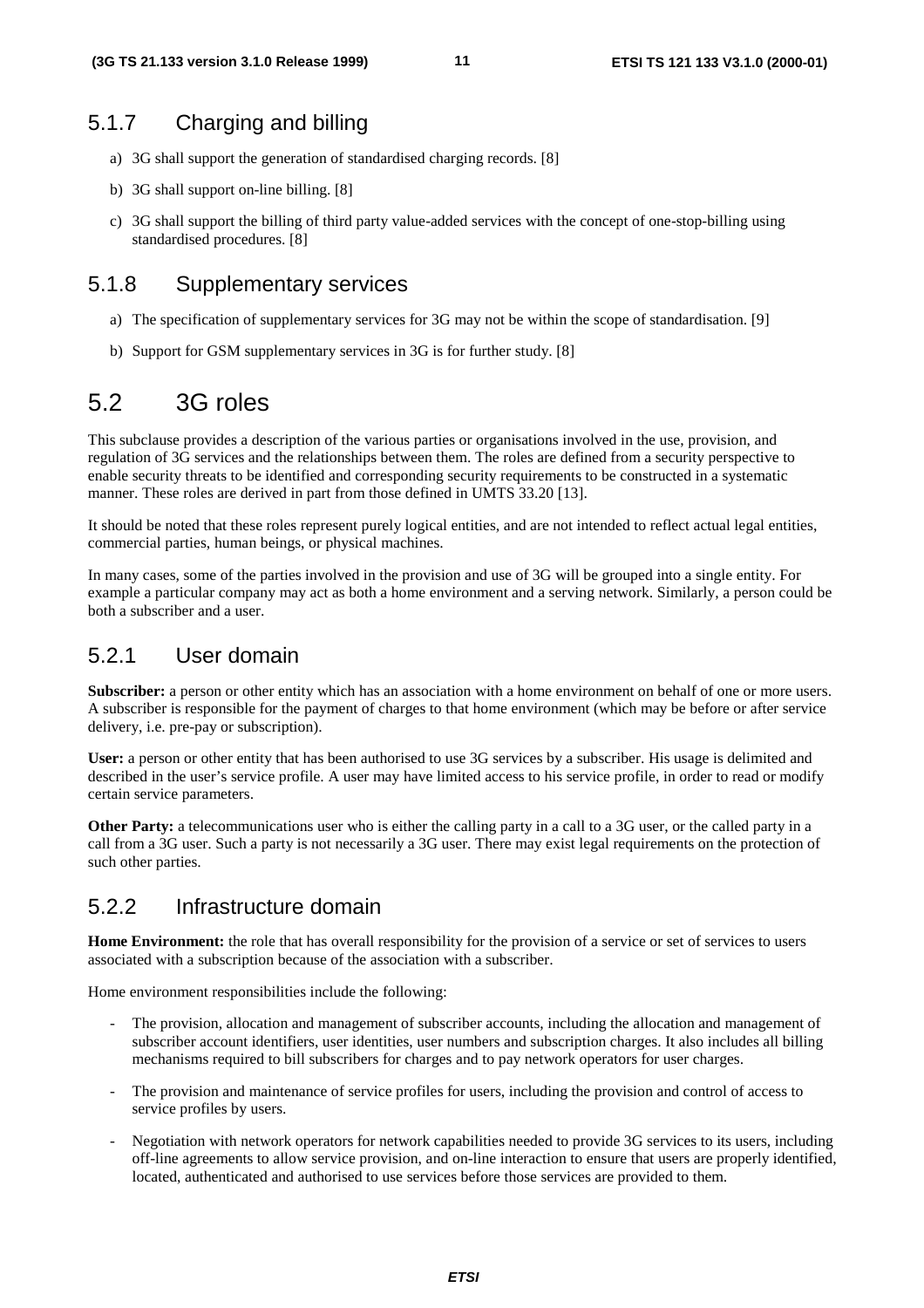### 5.1.7 Charging and billing

a) 3G shall support the generation of standardised charging records. [8]

b) 3G shall support on-line billing. [8]

c) 3G shall support the billing of third party value-added services with the concept of one-stop-billing using standardised procedures. [8]

### 5.1.8 Supplementary services

a) The specification of supplementary services for 3G may not be within the scope of standardisation. [9]

b) Support for GSM supplementary services in 3G is for further study. [8]

## 5.2 3G roles

This subclause provides a description of the various parties or organisations involved in the use, provision, and regulation of 3G services and the relationships between them. The roles are defined from a security perspective to enable security threats to be identified and corresponding security requirements to be constructed in a systematic manner. These roles are derived in part from those defined in UMTS 33.20 [13].

It should be noted that these roles represent purely logical entities, and are not intended to reflect actual legal entities, commercial parties, human beings, or physical machines.

In many cases, some of the parties involved in the provision and use of 3G will be grouped into a single entity. For example a particular company may act as both a home environment and a serving network. Similarly, a person could be both a subscriber and a user.

### 5.2.1 User domain

**Subscriber:** a person or other entity which has an association with a home environment on behalf of one or more users. A subscriber is responsible for the payment of charges to that home environment (which may be before or after service delivery, i.e. pre-pay or subscription).

**User:** a person or other entity that has been authorised to use 3G services by a subscriber. His usage is delimited and described in the user's service profile. A user may have limited access to his service profile, in order to read or modify certain service parameters.

**Other Party:** a telecommunications user who is either the calling party in a call to a 3G user, or the called party in a call from a 3G user. Such a party is not necessarily a 3G user. There may exist legal requirements on the protection of such other parties.

### 5.2.2 Infrastructure domain

**Home Environment:** the role that has overall responsibility for the provision of a service or set of services to users associated with a subscription because of the association with a subscriber.

Home environment responsibilities include the following:

- The provision, allocation and management of subscriber accounts, including the allocation and management of subscriber account identifiers, user identities, user numbers and subscription charges. It also includes all billing mechanisms required to bill subscribers for charges and to pay network operators for user charges.

- The provision and maintenance of service profiles for users, including the provision and control of access to service profiles by users.

- Negotiation with network operators for network capabilities needed to provide 3G services to its users, including off-line agreements to allow service provision, and on-line interaction to ensure that users are properly identified, located, authenticated and authorised to use services before those services are provided to them.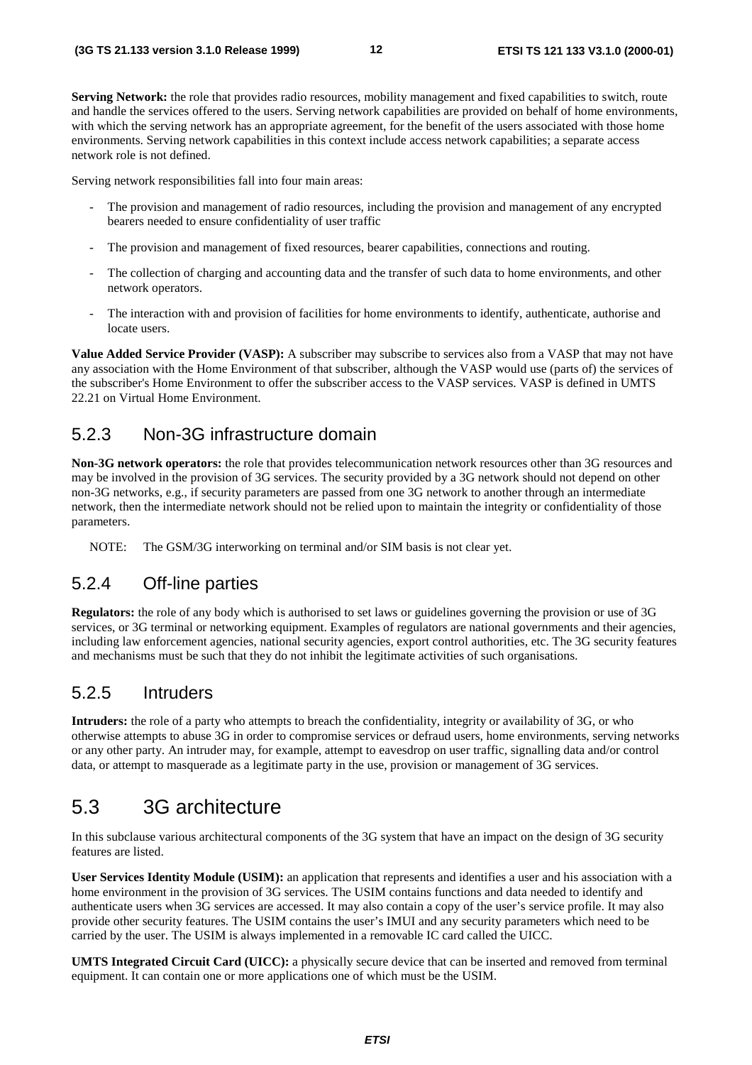**Serving Network:** the role that provides radio resources, mobility management and fixed capabilities to switch, route and handle the services offered to the users. Serving network capabilities are provided on behalf of home environments, with which the serving network has an appropriate agreement, for the benefit of the users associated with those home environments. Serving network capabilities in this context include access network capabilities; a separate access network role is not defined.

Serving network responsibilities fall into four main areas:

- The provision and management of radio resources, including the provision and management of any encrypted bearers needed to ensure confidentiality of user traffic
- The provision and management of fixed resources, bearer capabilities, connections and routing.
- The collection of charging and accounting data and the transfer of such data to home environments, and other network operators.
- The interaction with and provision of facilities for home environments to identify, authenticate, authorise and locate users.

**Value Added Service Provider (VASP):** A subscriber may subscribe to services also from a VASP that may not have any association with the Home Environment of that subscriber, although the VASP would use (parts of) the services of the subscriber's Home Environment to offer the subscriber access to the VASP services. VASP is defined in UMTS 22.21 on Virtual Home Environment.

## 5.2.3 Non-3G infrastructure domain

**Non-3G network operators:** the role that provides telecommunication network resources other than 3G resources and may be involved in the provision of 3G services. The security provided by a 3G network should not depend on other non-3G networks, e.g., if security parameters are passed from one 3G network to another through an intermediate network, then the intermediate network should not be relied upon to maintain the integrity or confidentiality of those parameters.

NOTE: The GSM/3G interworking on terminal and/or SIM basis is not clear yet.

## 5.2.4 Off-line parties

**Regulators:** the role of any body which is authorised to set laws or guidelines governing the provision or use of 3G services, or 3G terminal or networking equipment. Examples of regulators are national governments and their agencies, including law enforcement agencies, national security agencies, export control authorities, etc. The 3G security features and mechanisms must be such that they do not inhibit the legitimate activities of such organisations.

## 5.2.5 Intruders

**Intruders:** the role of a party who attempts to breach the confidentiality, integrity or availability of 3G, or who otherwise attempts to abuse 3G in order to compromise services or defraud users, home environments, serving networks or any other party. An intruder may, for example, attempt to eavesdrop on user traffic, signalling data and/or control data, or attempt to masquerade as a legitimate party in the use, provision or management of 3G services.

# 5.3 3G architecture

In this subclause various architectural components of the 3G system that have an impact on the design of 3G security features are listed.

**User Services Identity Module (USIM):** an application that represents and identifies a user and his association with a home environment in the provision of 3G services. The USIM contains functions and data needed to identify and authenticate users when 3G services are accessed. It may also contain a copy of the user's service profile. It may also provide other security features. The USIM contains the user's IMUI and any security parameters which need to be carried by the user. The USIM is always implemented in a removable IC card called the UICC.

**UMTS Integrated Circuit Card (UICC):** a physically secure device that can be inserted and removed from terminal equipment. It can contain one or more applications one of which must be the USIM.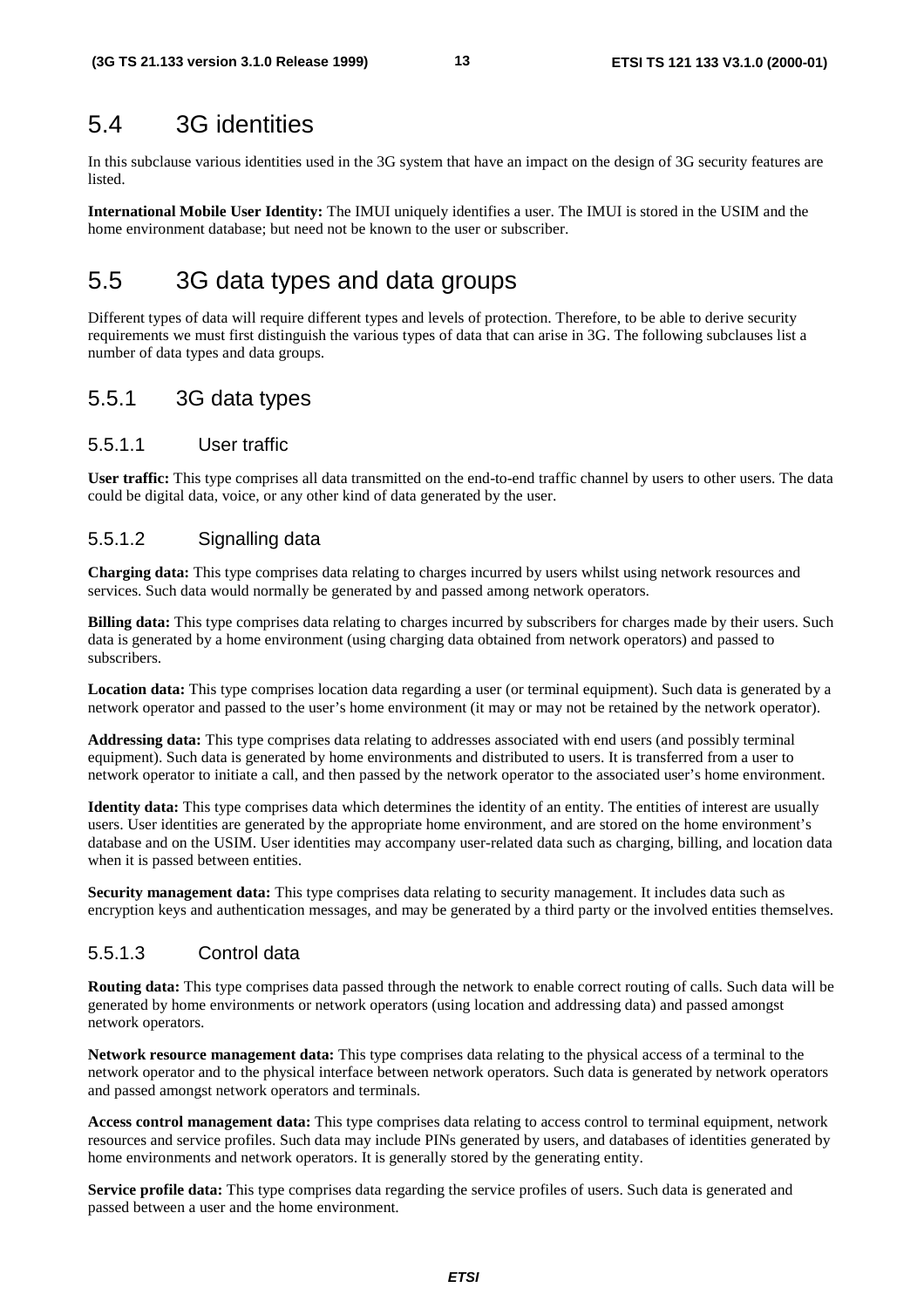## 5.4 3G identities

In this subclause various identities used in the 3G system that have an impact on the design of 3G security features are listed.

**International Mobile User Identity:** The IMUI uniquely identifies a user. The IMUI is stored in the USIM and the home environment database; but need not be known to the user or subscriber.

## 5.5 3G data types and data groups

Different types of data will require different types and levels of protection. Therefore, to be able to derive security requirements we must first distinguish the various types of data that can arise in 3G. The following subclauses list a number of data types and data groups.

### 5.5.1 3G data types

#### 5.5.1.1 User traffic

**User traffic:** This type comprises all data transmitted on the end-to-end traffic channel by users to other users. The data could be digital data, voice, or any other kind of data generated by the user.

#### 5.5.1.2 Signalling data

**Charging data:** This type comprises data relating to charges incurred by users whilst using network resources and services. Such data would normally be generated by and passed among network operators.

**Billing data:** This type comprises data relating to charges incurred by subscribers for charges made by their users. Such data is generated by a home environment (using charging data obtained from network operators) and passed to subscribers.

**Location data:** This type comprises location data regarding a user (or terminal equipment). Such data is generated by a network operator and passed to the user's home environment (it may or may not be retained by the network operator).

**Addressing data:** This type comprises data relating to addresses associated with end users (and possibly terminal equipment). Such data is generated by home environments and distributed to users. It is transferred from a user to network operator to initiate a call, and then passed by the network operator to the associated user's home environment.

**Identity data:** This type comprises data which determines the identity of an entity. The entities of interest are usually users. User identities are generated by the appropriate home environment, and are stored on the home environment's database and on the USIM. User identities may accompany user-related data such as charging, billing, and location data when it is passed between entities.

**Security management data:** This type comprises data relating to security management. It includes data such as encryption keys and authentication messages, and may be generated by a third party or the involved entities themselves.

#### 5.5.1.3 Control data

**Routing data:** This type comprises data passed through the network to enable correct routing of calls. Such data will be generated by home environments or network operators (using location and addressing data) and passed amongst network operators.

**Network resource management data:** This type comprises data relating to the physical access of a terminal to the network operator and to the physical interface between network operators. Such data is generated by network operators and passed amongst network operators and terminals.

**Access control management data:** This type comprises data relating to access control to terminal equipment, network resources and service profiles. Such data may include PINs generated by users, and databases of identities generated by home environments and network operators. It is generally stored by the generating entity.

**Service profile data:** This type comprises data regarding the service profiles of users. Such data is generated and passed between a user and the home environment.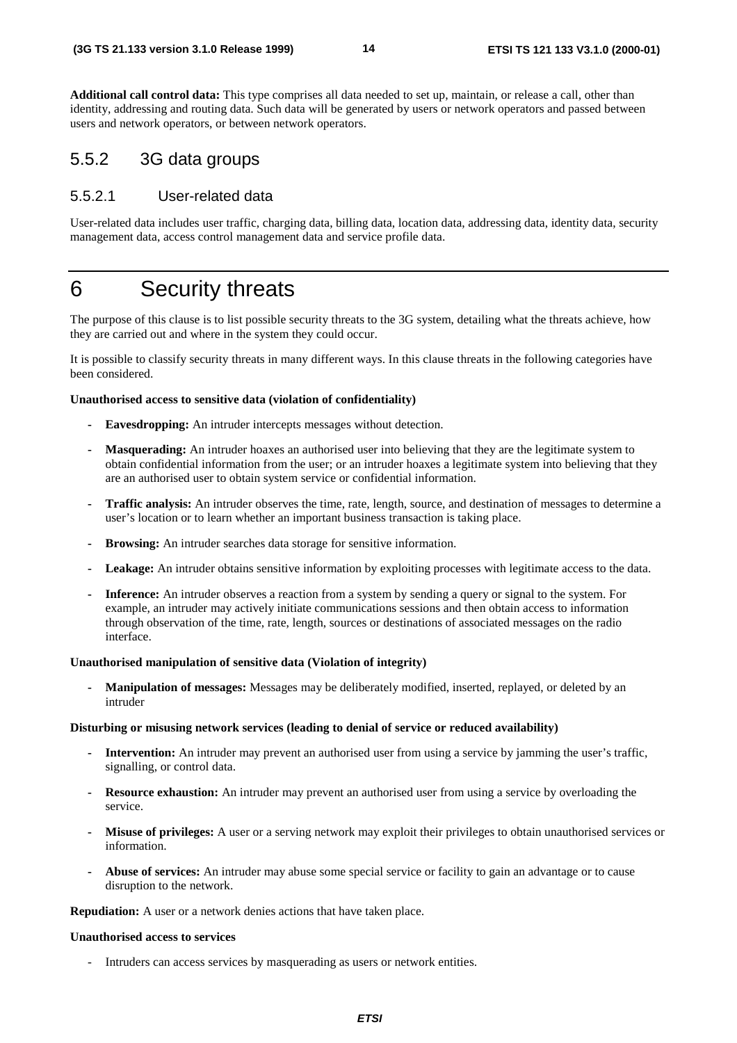**Additional call control data:** This type comprises all data needed to set up, maintain, or release a call, other than identity, addressing and routing data. Such data will be generated by users or network operators and passed between users and network operators, or between network operators.

### 5.5.2 3G data groups

#### 5.5.2.1 User-related data

User-related data includes user traffic, charging data, billing data, location data, addressing data, identity data, security management data, access control management data and service profile data.

# 6 Security threats

The purpose of this clause is to list possible security threats to the 3G system, detailing what the threats achieve, how they are carried out and where in the system they could occur.

It is possible to classify security threats in many different ways. In this clause threats in the following categories have been considered.

**Unauthorised access to sensitive data (violation of confidentiality)**

- **Eavesdropping:** An intruder intercepts messages without detection.
- **Masquerading:** An intruder hoaxes an authorised user into believing that they are the legitimate system to obtain confidential information from the user; or an intruder hoaxes a legitimate system into believing that they are an authorised user to obtain system service or confidential information.
- **Traffic analysis:** An intruder observes the time, rate, length, source, and destination of messages to determine a user's location or to learn whether an important business transaction is taking place.
- **Browsing:** An intruder searches data storage for sensitive information.
- **Leakage:** An intruder obtains sensitive information by exploiting processes with legitimate access to the data.
- **Inference:** An intruder observes a reaction from a system by sending a query or signal to the system. For example, an intruder may actively initiate communications sessions and then obtain access to information through observation of the time, rate, length, sources or destinations of associated messages on the radio interface.

**Unauthorised manipulation of sensitive data (Violation of integrity)**

- **Manipulation of messages:** Messages may be deliberately modified, inserted, replayed, or deleted by an intruder

**Disturbing or misusing network services (leading to denial of service or reduced availability)**

- **Intervention:** An intruder may prevent an authorised user from using a service by jamming the user's traffic, signalling, or control data.
- **Resource exhaustion:** An intruder may prevent an authorised user from using a service by overloading the service.
- **Misuse of privileges:** A user or a serving network may exploit their privileges to obtain unauthorised services or information.
- **Abuse of services:** An intruder may abuse some special service or facility to gain an advantage or to cause disruption to the network.

**Repudiation:** A user or a network denies actions that have taken place.

**Unauthorised access to services**

- Intruders can access services by masquerading as users or network entities.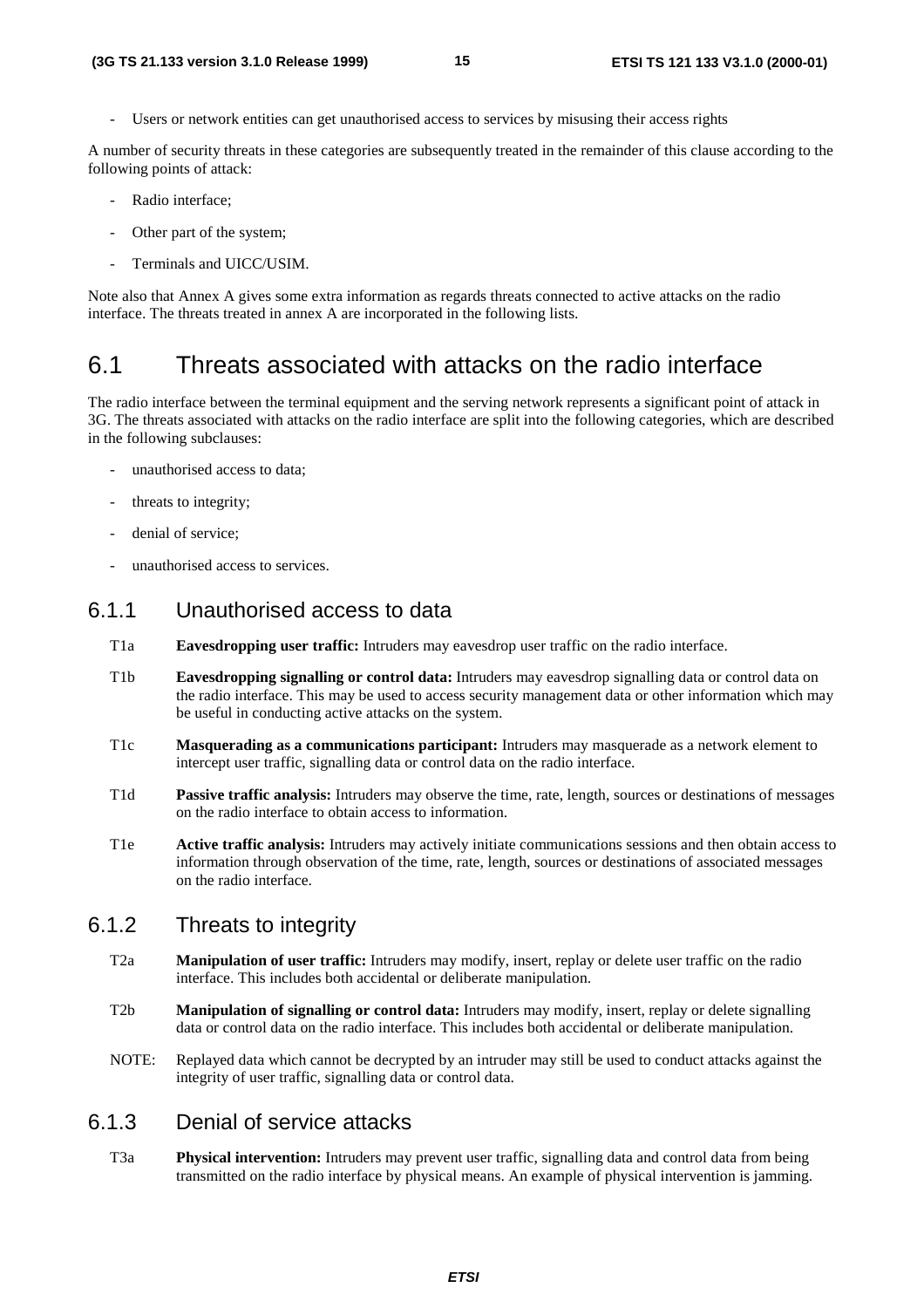- Users or network entities can get unauthorised access to services by misusing their access rights

A number of security threats in these categories are subsequently treated in the remainder of this clause according to the following points of attack:

- Radio interface;
- Other part of the system;
- Terminals and UICC/USIM.

Note also that Annex A gives some extra information as regards threats connected to active attacks on the radio interface. The threats treated in annex A are incorporated in the following lists.

## 6.1 Threats associated with attacks on the radio interface

The radio interface between the terminal equipment and the serving network represents a significant point of attack in 3G. The threats associated with attacks on the radio interface are split into the following categories, which are described in the following subclauses:

- unauthorised access to data;
- threats to integrity;
- denial of service;
- unauthorised access to services.

### 6.1.1 Unauthorised access to data

T1a **Eavesdropping user traffic:** Intruders may eavesdrop user traffic on the radio interface.

T1b **Eavesdropping signalling or control data:** Intruders may eavesdrop signalling data or control data on the radio interface. This may be used to access security management data or other information which may be useful in conducting active attacks on the system.

T1c **Masquerading as a communications participant:** Intruders may masquerade as a network element to intercept user traffic, signalling data or control data on the radio interface.

T1d **Passive traffic analysis:** Intruders may observe the time, rate, length, sources or destinations of messages on the radio interface to obtain access to information.

T1e **Active traffic analysis:** Intruders may actively initiate communications sessions and then obtain access to information through observation of the time, rate, length, sources or destinations of associated messages on the radio interface.

### 6.1.2 Threats to integrity

T2a **Manipulation of user traffic:** Intruders may modify, insert, replay or delete user traffic on the radio interface. This includes both accidental or deliberate manipulation.

T2b **Manipulation of signalling or control data:** Intruders may modify, insert, replay or delete signalling data or control data on the radio interface. This includes both accidental or deliberate manipulation.

NOTE: Replayed data which cannot be decrypted by an intruder may still be used to conduct attacks against the integrity of user traffic, signalling data or control data.

### 6.1.3 Denial of service attacks

T3a **Physical intervention:** Intruders may prevent user traffic, signalling data and control data from being transmitted on the radio interface by physical means. An example of physical intervention is jamming.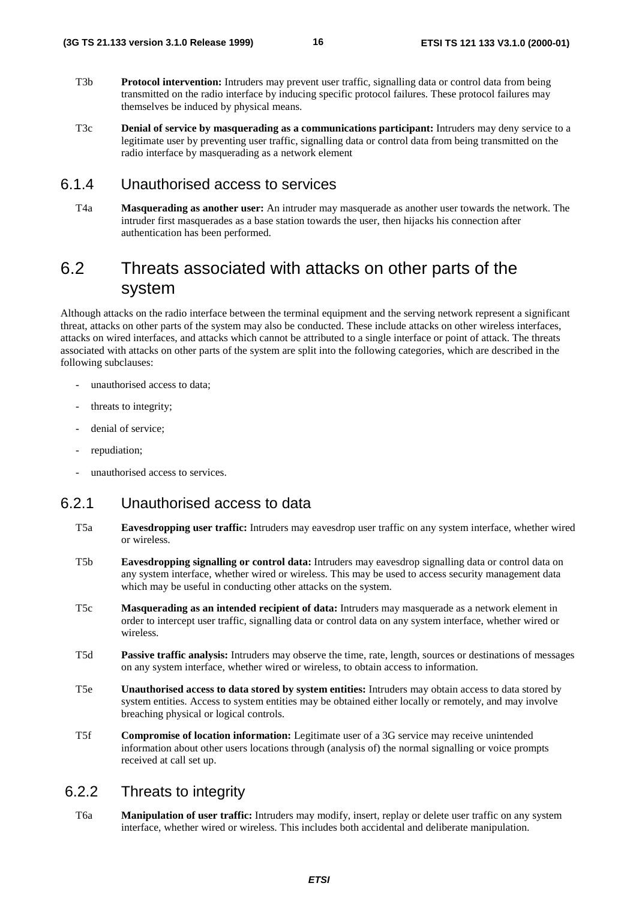T3b **Protocol intervention:** Intruders may prevent user traffic, signalling data or control data from being transmitted on the radio interface by inducing specific protocol failures. These protocol failures may themselves be induced by physical means.

T3c **Denial of service by masquerading as a communications participant:** Intruders may deny service to a legitimate user by preventing user traffic, signalling data or control data from being transmitted on the radio interface by masquerading as a network element

### 6.1.4 Unauthorised access to services

T4a **Masquerading as another user:** An intruder may masquerade as another user towards the network. The intruder first masquerades as a base station towards the user, then hijacks his connection after authentication has been performed.

## 6.2 Threats associated with attacks on other parts of the system

Although attacks on the radio interface between the terminal equipment and the serving network represent a significant threat, attacks on other parts of the system may also be conducted. These include attacks on other wireless interfaces, attacks on wired interfaces, and attacks which cannot be attributed to a single interface or point of attack. The threats associated with attacks on other parts of the system are split into the following categories, which are described in the following subclauses:

- unauthorised access to data;
- threats to integrity;
- denial of service;
- repudiation;
- unauthorised access to services.

### 6.2.1 Unauthorised access to data

T5a **Eavesdropping user traffic:** Intruders may eavesdrop user traffic on any system interface, whether wired or wireless.

T5b **Eavesdropping signalling or control data:** Intruders may eavesdrop signalling data or control data on any system interface, whether wired or wireless. This may be used to access security management data which may be useful in conducting other attacks on the system.

T5c **Masquerading as an intended recipient of data:** Intruders may masquerade as a network element in order to intercept user traffic, signalling data or control data on any system interface, whether wired or wireless.

T5d **Passive traffic analysis:** Intruders may observe the time, rate, length, sources or destinations of messages on any system interface, whether wired or wireless, to obtain access to information.

T5e **Unauthorised access to data stored by system entities:** Intruders may obtain access to data stored by system entities. Access to system entities may be obtained either locally or remotely, and may involve breaching physical or logical controls.

T5f **Compromise of location information:** Legitimate user of a 3G service may receive unintended information about other users locations through (analysis of) the normal signalling or voice prompts received at call set up.

### 6.2.2 Threats to integrity

T6a **Manipulation of user traffic:** Intruders may modify, insert, replay or delete user traffic on any system interface, whether wired or wireless. This includes both accidental and deliberate manipulation.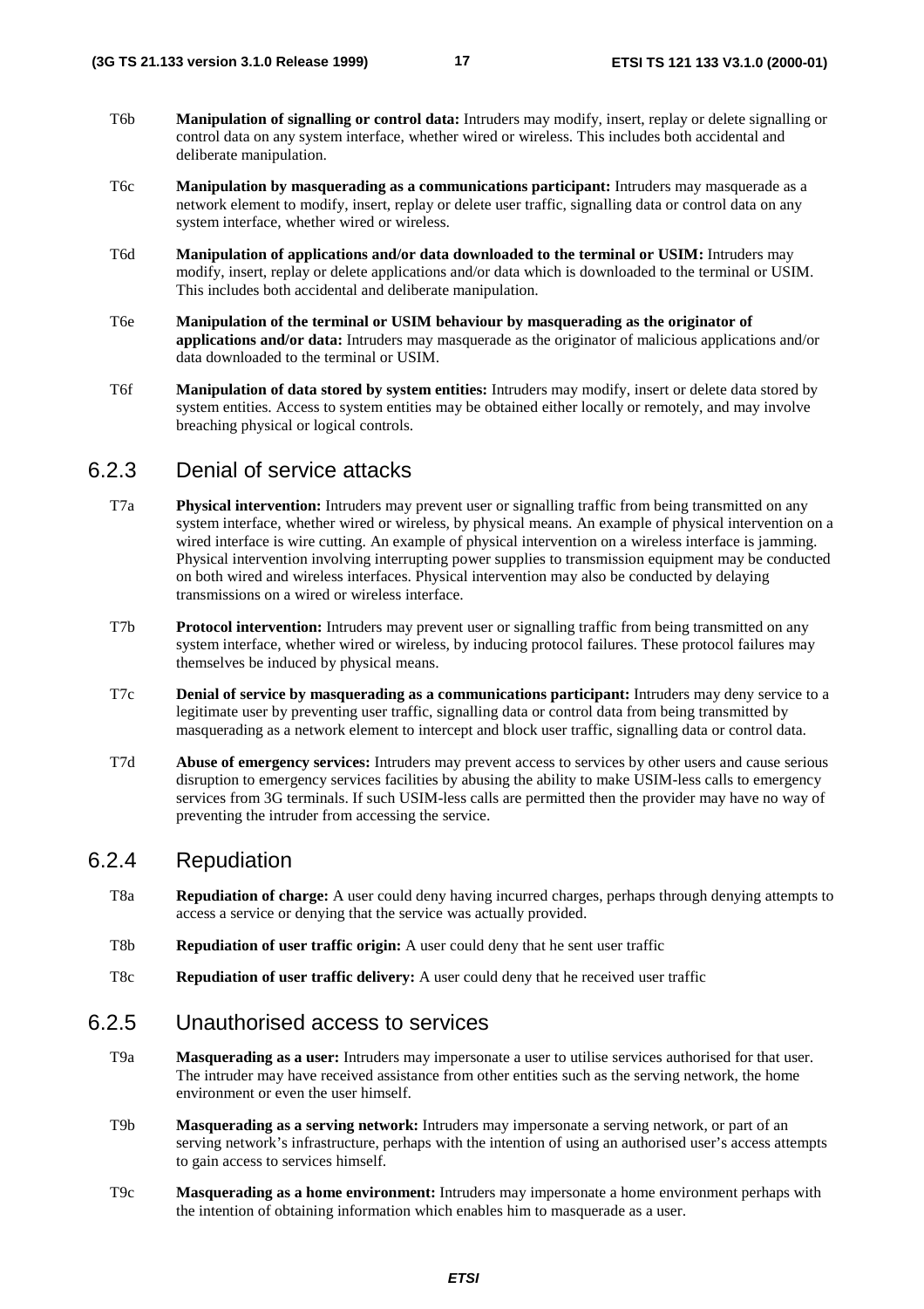T6b **Manipulation of signalling or control data:** Intruders may modify, insert, replay or delete signalling or control data on any system interface, whether wired or wireless. This includes both accidental and deliberate manipulation.

T6c **Manipulation by masquerading as a communications participant:** Intruders may masquerade as a network element to modify, insert, replay or delete user traffic, signalling data or control data on any system interface, whether wired or wireless.

T6d **Manipulation of applications and/or data downloaded to the terminal or USIM:** Intruders may modify, insert, replay or delete applications and/or data which is downloaded to the terminal or USIM. This includes both accidental and deliberate manipulation.

T6e **Manipulation of the terminal or USIM behaviour by masquerading as the originator of applications and/or data:** Intruders may masquerade as the originator of malicious applications and/or data downloaded to the terminal or USIM.

T6f **Manipulation of data stored by system entities:** Intruders may modify, insert or delete data stored by system entities. Access to system entities may be obtained either locally or remotely, and may involve breaching physical or logical controls.

### 6.2.3 Denial of service attacks

T7a **Physical intervention:** Intruders may prevent user or signalling traffic from being transmitted on any system interface, whether wired or wireless, by physical means. An example of physical intervention on a wired interface is wire cutting. An example of physical intervention on a wireless interface is jamming. Physical intervention involving interrupting power supplies to transmission equipment may be conducted on both wired and wireless interfaces. Physical intervention may also be conducted by delaying transmissions on a wired or wireless interface.

T7b **Protocol intervention:** Intruders may prevent user or signalling traffic from being transmitted on any system interface, whether wired or wireless, by inducing protocol failures. These protocol failures may themselves be induced by physical means.

T7c **Denial of service by masquerading as a communications participant:** Intruders may deny service to a legitimate user by preventing user traffic, signalling data or control data from being transmitted by masquerading as a network element to intercept and block user traffic, signalling data or control data.

T7d **Abuse of emergency services:** Intruders may prevent access to services by other users and cause serious disruption to emergency services facilities by abusing the ability to make USIM-less calls to emergency services from 3G terminals. If such USIM-less calls are permitted then the provider may have no way of preventing the intruder from accessing the service.

### 6.2.4 Repudiation

T8a **Repudiation of charge:** A user could deny having incurred charges, perhaps through denying attempts to access a service or denying that the service was actually provided.

T8b **Repudiation of user traffic origin:** A user could deny that he sent user traffic

T8c **Repudiation of user traffic delivery:** A user could deny that he received user traffic

### 6.2.5 Unauthorised access to services

T9a **Masquerading as a user:** Intruders may impersonate a user to utilise services authorised for that user. The intruder may have received assistance from other entities such as the serving network, the home environment or even the user himself.

T9b **Masquerading as a serving network:** Intruders may impersonate a serving network, or part of an serving network's infrastructure, perhaps with the intention of using an authorised user's access attempts to gain access to services himself.

T9c **Masquerading as a home environment:** Intruders may impersonate a home environment perhaps with the intention of obtaining information which enables him to masquerade as a user.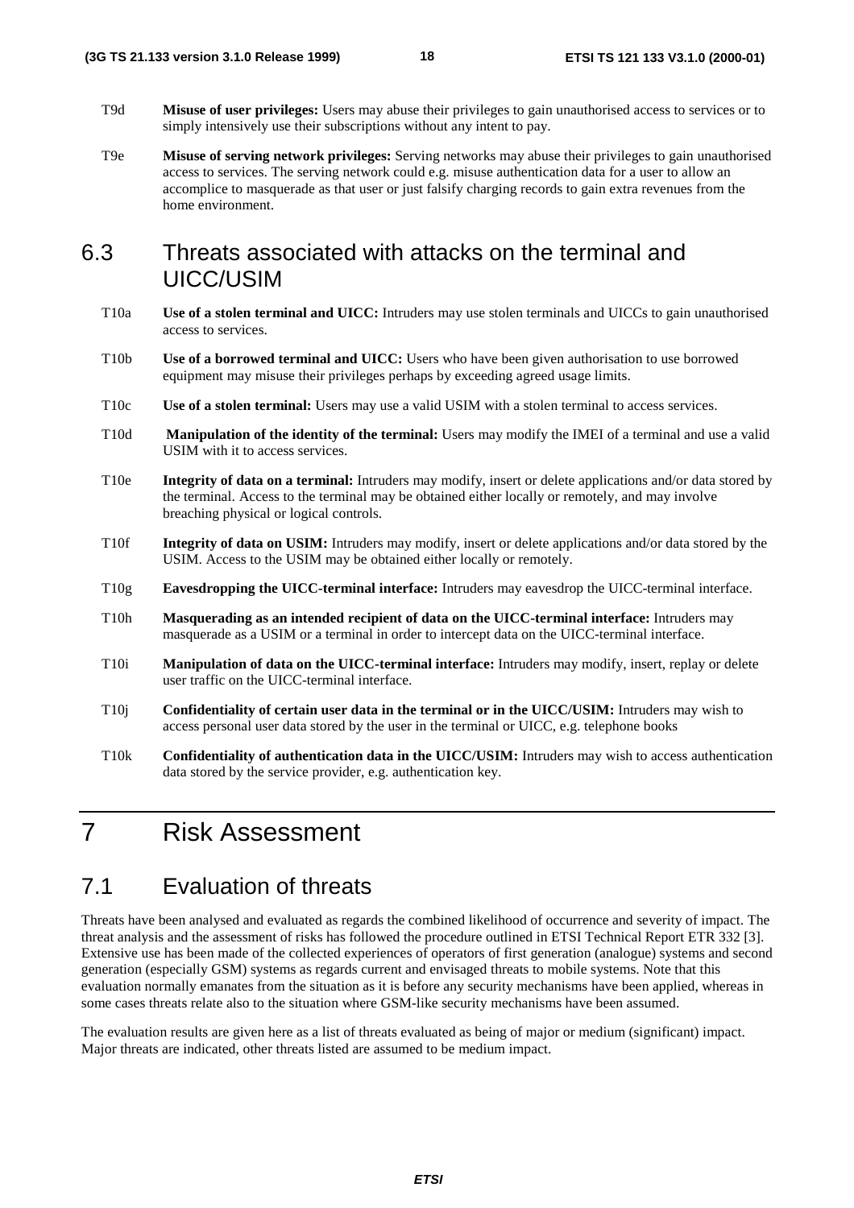T9d **Misuse of user privileges:** Users may abuse their privileges to gain unauthorised access to services or to simply intensively use their subscriptions without any intent to pay.

T9e **Misuse of serving network privileges:** Serving networks may abuse their privileges to gain unauthorised access to services. The serving network could e.g. misuse authentication data for a user to allow an accomplice to masquerade as that user or just falsify charging records to gain extra revenues from the home environment.

## 6.3 Threats associated with attacks on the terminal and UICC/USIM

T10a **Use of a stolen terminal and UICC:** Intruders may use stolen terminals and UICCs to gain unauthorised access to services.

T10b **Use of a borrowed terminal and UICC:** Users who have been given authorisation to use borrowed equipment may misuse their privileges perhaps by exceeding agreed usage limits.

T10c **Use of a stolen terminal:** Users may use a valid USIM with a stolen terminal to access services.

T10d **Manipulation of the identity of the terminal:** Users may modify the IMEI of a terminal and use a valid USIM with it to access services.

T10e **Integrity of data on a terminal:** Intruders may modify, insert or delete applications and/or data stored by the terminal. Access to the terminal may be obtained either locally or remotely, and may involve breaching physical or logical controls.

T10f **Integrity of data on USIM:** Intruders may modify, insert or delete applications and/or data stored by the USIM. Access to the USIM may be obtained either locally or remotely.

T10g **Eavesdropping the UICC-terminal interface:** Intruders may eavesdrop the UICC-terminal interface.

T10h **Masquerading as an intended recipient of data on the UICC-terminal interface:** Intruders may masquerade as a USIM or a terminal in order to intercept data on the UICC-terminal interface.

T10i **Manipulation of data on the UICC-terminal interface:** Intruders may modify, insert, replay or delete user traffic on the UICC-terminal interface.

T10j **Confidentiality of certain user data in the terminal or in the UICC/USIM:** Intruders may wish to access personal user data stored by the user in the terminal or UICC, e.g. telephone books

T10k **Confidentiality of authentication data in the UICC/USIM:** Intruders may wish to access authentication data stored by the service provider, e.g. authentication key.

# 7 Risk Assessment

## 7.1 Evaluation of threats

Threats have been analysed and evaluated as regards the combined likelihood of occurrence and severity of impact. The threat analysis and the assessment of risks has followed the procedure outlined in ETSI Technical Report ETR 332 [3]. Extensive use has been made of the collected experiences of operators of first generation (analogue) systems and second generation (especially GSM) systems as regards current and envisaged threats to mobile systems. Note that this evaluation normally emanates from the situation as it is before any security mechanisms have been applied, whereas in some cases threats relate also to the situation where GSM-like security mechanisms have been assumed.

The evaluation results are given here as a list of threats evaluated as being of major or medium (significant) impact. Major threats are indicated, other threats listed are assumed to be medium impact.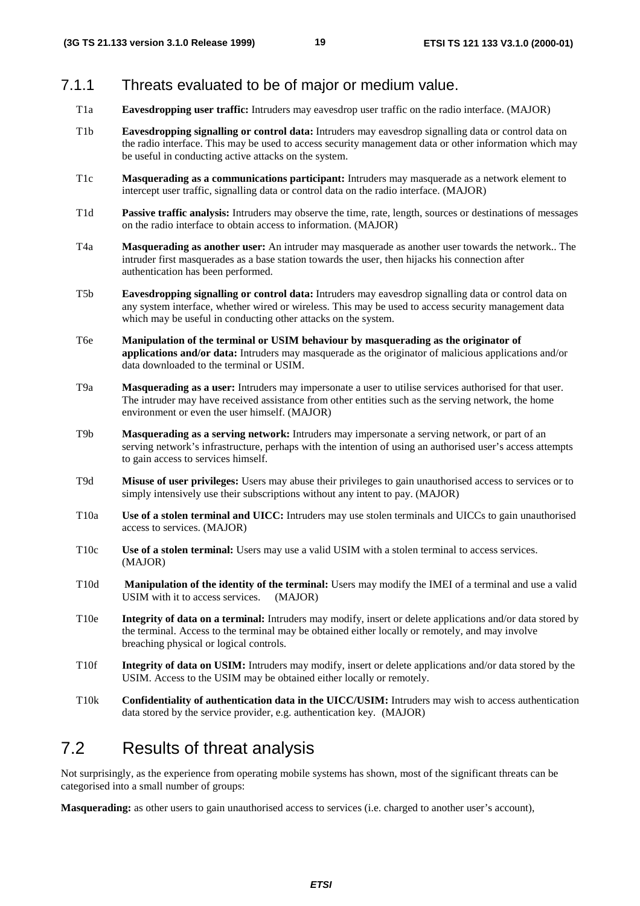### 7.1.1 Threats evaluated to be of major or medium value.

T1a **Eavesdropping user traffic:** Intruders may eavesdrop user traffic on the radio interface. (MAJOR)

T1b **Eavesdropping signalling or control data:** Intruders may eavesdrop signalling data or control data on the radio interface. This may be used to access security management data or other information which may be useful in conducting active attacks on the system.

T1c **Masquerading as a communications participant:** Intruders may masquerade as a network element to intercept user traffic, signalling data or control data on the radio interface. (MAJOR)

T1d **Passive traffic analysis:** Intruders may observe the time, rate, length, sources or destinations of messages on the radio interface to obtain access to information. (MAJOR)

T4a **Masquerading as another user:** An intruder may masquerade as another user towards the network.. The intruder first masquerades as a base station towards the user, then hijacks his connection after authentication has been performed.

T5b **Eavesdropping signalling or control data:** Intruders may eavesdrop signalling data or control data on any system interface, whether wired or wireless. This may be used to access security management data which may be useful in conducting other attacks on the system.

T6e **Manipulation of the terminal or USIM behaviour by masquerading as the originator of applications and/or data:** Intruders may masquerade as the originator of malicious applications and/or data downloaded to the terminal or USIM.

T9a **Masquerading as a user:** Intruders may impersonate a user to utilise services authorised for that user. The intruder may have received assistance from other entities such as the serving network, the home environment or even the user himself. (MAJOR)

T9b **Masquerading as a serving network:** Intruders may impersonate a serving network, or part of an serving network's infrastructure, perhaps with the intention of using an authorised user's access attempts to gain access to services himself.

T9d **Misuse of user privileges:** Users may abuse their privileges to gain unauthorised access to services or to simply intensively use their subscriptions without any intent to pay. (MAJOR)

T10a **Use of a stolen terminal and UICC:** Intruders may use stolen terminals and UICCs to gain unauthorised access to services. (MAJOR)

T10c **Use of a stolen terminal:** Users may use a valid USIM with a stolen terminal to access services. (MAJOR)

T10d **Manipulation of the identity of the terminal:** Users may modify the IMEI of a terminal and use a valid USIM with it to access services. (MAJOR)

T10e **Integrity of data on a terminal:** Intruders may modify, insert or delete applications and/or data stored by the terminal. Access to the terminal may be obtained either locally or remotely, and may involve breaching physical or logical controls.

T10f **Integrity of data on USIM:** Intruders may modify, insert or delete applications and/or data stored by the USIM. Access to the USIM may be obtained either locally or remotely.

T10k **Confidentiality of authentication data in the UICC/USIM:** Intruders may wish to access authentication data stored by the service provider, e.g. authentication key. (MAJOR)

## 7.2 Results of threat analysis

Not surprisingly, as the experience from operating mobile systems has shown, most of the significant threats can be categorised into a small number of groups:

**Masquerading:** as other users to gain unauthorised access to services (i.e. charged to another user's account),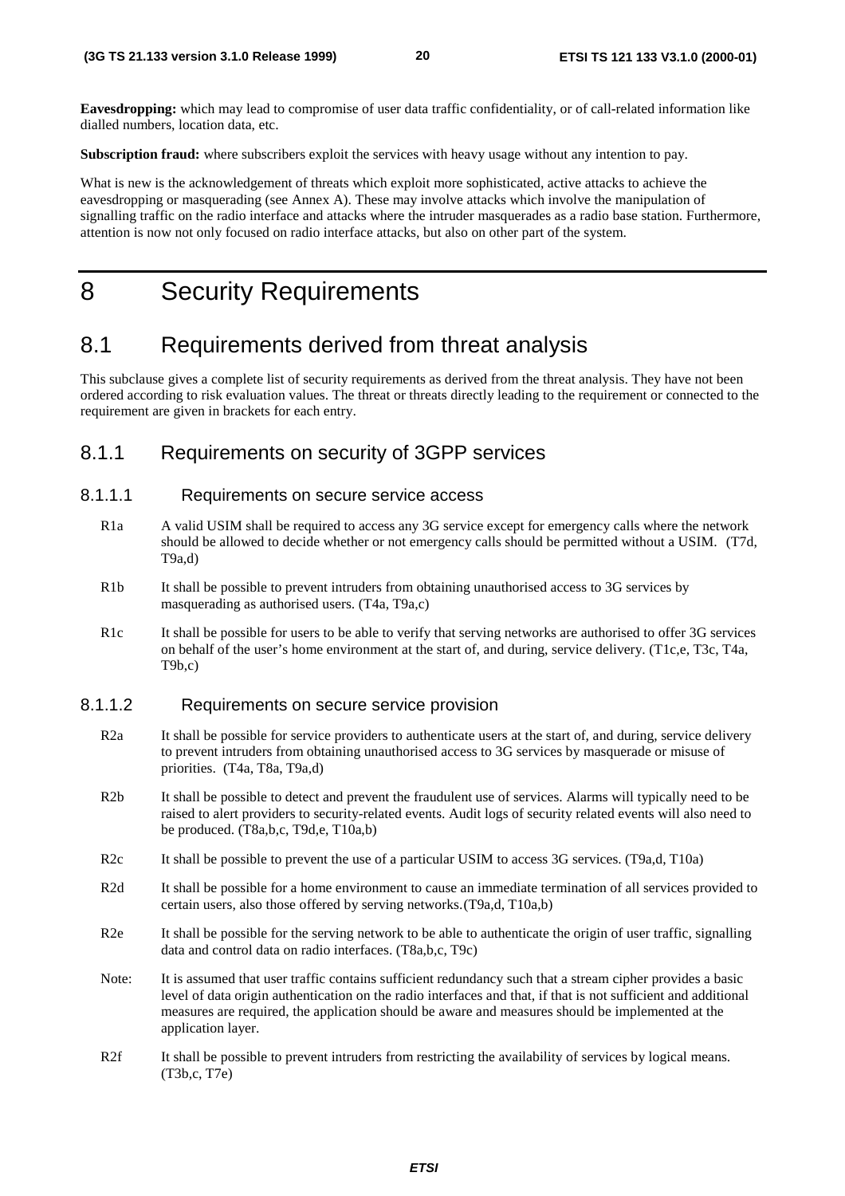**Eavesdropping:** which may lead to compromise of user data traffic confidentiality, or of call-related information like dialled numbers, location data, etc.

**Subscription fraud:** where subscribers exploit the services with heavy usage without any intention to pay.

What is new is the acknowledgement of threats which exploit more sophisticated, active attacks to achieve the eavesdropping or masquerading (see Annex A). These may involve attacks which involve the manipulation of signalling traffic on the radio interface and attacks where the intruder masquerades as a radio base station. Furthermore, attention is now not only focused on radio interface attacks, but also on other part of the system.

# 8 Security Requirements

## 8.1 Requirements derived from threat analysis

This subclause gives a complete list of security requirements as derived from the threat analysis. They have not been ordered according to risk evaluation values. The threat or threats directly leading to the requirement or connected to the requirement are given in brackets for each entry.

### 8.1.1 Requirements on security of 3GPP services

#### 8.1.1.1 Requirements on secure service access

R1a A valid USIM shall be required to access any 3G service except for emergency calls where the network should be allowed to decide whether or not emergency calls should be permitted without a USIM. (T7d, T9a,d)

R1b It shall be possible to prevent intruders from obtaining unauthorised access to 3G services by masquerading as authorised users. (T4a, T9a,c)

R1c It shall be possible for users to be able to verify that serving networks are authorised to offer 3G services on behalf of the user's home environment at the start of, and during, service delivery. (T1c,e, T3c, T4a, T9b,c)

#### 8.1.1.2 Requirements on secure service provision

R2a It shall be possible for service providers to authenticate users at the start of, and during, service delivery to prevent intruders from obtaining unauthorised access to 3G services by masquerade or misuse of priorities. (T4a, T8a, T9a,d)

R2b It shall be possible to detect and prevent the fraudulent use of services. Alarms will typically need to be raised to alert providers to security-related events. Audit logs of security related events will also need to be produced. (T8a,b,c, T9d,e, T10a,b)

R2c It shall be possible to prevent the use of a particular USIM to access 3G services. (T9a,d, T10a)

R2d It shall be possible for a home environment to cause an immediate termination of all services provided to certain users, also those offered by serving networks.(T9a,d, T10a,b)

R2e It shall be possible for the serving network to be able to authenticate the origin of user traffic, signalling data and control data on radio interfaces. (T8a,b,c, T9c)

Note: It is assumed that user traffic contains sufficient redundancy such that a stream cipher provides a basic level of data origin authentication on the radio interfaces and that, if that is not sufficient and additional measures are required, the application should be aware and measures should be implemented at the application layer.

R2f It shall be possible to prevent intruders from restricting the availability of services by logical means. (T3b,c, T7e)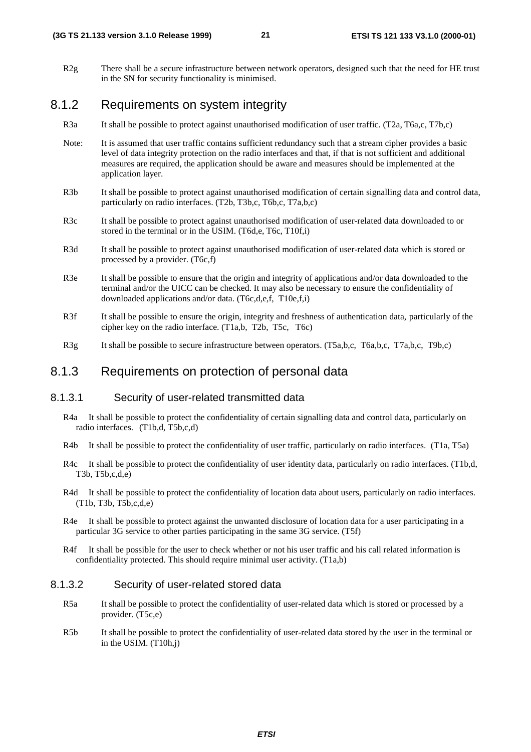R2g There shall be a secure infrastructure between network operators, designed such that the need for HE trust in the SN for security functionality is minimised.

### 8.1.2 Requirements on system integrity

R3a It shall be possible to protect against unauthorised modification of user traffic. (T2a, T6a,c, T7b,c)

Note: It is assumed that user traffic contains sufficient redundancy such that a stream cipher provides a basic level of data integrity protection on the radio interfaces and that, if that is not sufficient and additional measures are required, the application should be aware and measures should be implemented at the application layer.

R3b It shall be possible to protect against unauthorised modification of certain signalling data and control data, particularly on radio interfaces. (T2b, T3b,c, T6b,c, T7a,b,c)

R3c It shall be possible to protect against unauthorised modification of user-related data downloaded to or stored in the terminal or in the USIM. (T6d,e, T6c, T10f,i)

R3d It shall be possible to protect against unauthorised modification of user-related data which is stored or processed by a provider. (T6c,f)

R3e It shall be possible to ensure that the origin and integrity of applications and/or data downloaded to the terminal and/or the UICC can be checked. It may also be necessary to ensure the confidentiality of downloaded applications and/or data. (T6c,d,e,f, T10e,f,i)

R3f It shall be possible to ensure the origin, integrity and freshness of authentication data, particularly of the cipher key on the radio interface. (T1a,b, T2b, T5c, T6c)

R3g It shall be possible to secure infrastructure between operators. (T5a,b,c, T6a,b,c, T7a,b,c, T9b,c)

### 8.1.3 Requirements on protection of personal data

#### 8.1.3.1 Security of user-related transmitted data

R4a It shall be possible to protect the confidentiality of certain signalling data and control data, particularly on radio interfaces. (T1b,d, T5b,c,d)

R4b It shall be possible to protect the confidentiality of user traffic, particularly on radio interfaces. (T1a, T5a)

R4c It shall be possible to protect the confidentiality of user identity data, particularly on radio interfaces. (T1b,d, T3b, T5b,c,d,e)

R4d It shall be possible to protect the confidentiality of location data about users, particularly on radio interfaces. (T1b, T3b, T5b,c,d,e)

R4e It shall be possible to protect against the unwanted disclosure of location data for a user participating in a particular 3G service to other parties participating in the same 3G service. (T5f)

R4f It shall be possible for the user to check whether or not his user traffic and his call related information is confidentiality protected. This should require minimal user activity. (T1a,b)

#### 8.1.3.2 Security of user-related stored data

R5a It shall be possible to protect the confidentiality of user-related data which is stored or processed by a provider. (T5c,e)

R5b It shall be possible to protect the confidentiality of user-related data stored by the user in the terminal or in the USIM. (T10h,j)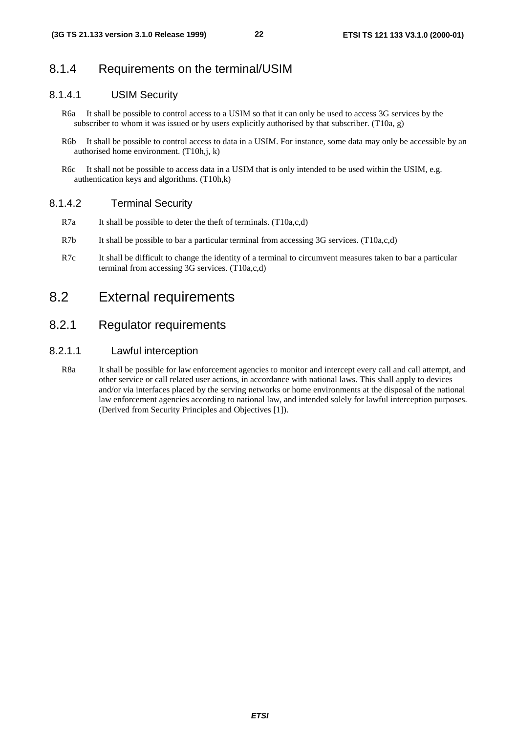### 8.1.4 Requirements on the terminal/USIM

#### 8.1.4.1 USIM Security

R6a It shall be possible to control access to a USIM so that it can only be used to access 3G services by the subscriber to whom it was issued or by users explicitly authorised by that subscriber. (T10a, g)

R6b It shall be possible to control access to data in a USIM. For instance, some data may only be accessible by an authorised home environment. (T10h,j, k)

R6c It shall not be possible to access data in a USIM that is only intended to be used within the USIM, e.g. authentication keys and algorithms. (T10h,k)

#### 8.1.4.2 Terminal Security

R7a It shall be possible to deter the theft of terminals. (T10a,c,d)

R7b It shall be possible to bar a particular terminal from accessing 3G services. (T10a,c,d)

R7c It shall be difficult to change the identity of a terminal to circumvent measures taken to bar a particular terminal from accessing 3G services. (T10a,c,d)

## 8.2 External requirements

### 8.2.1 Regulator requirements

#### 8.2.1.1 Lawful interception

R8a It shall be possible for law enforcement agencies to monitor and intercept every call and call attempt, and other service or call related user actions, in accordance with national laws. This shall apply to devices and/or via interfaces placed by the serving networks or home environments at the disposal of the national law enforcement agencies according to national law, and intended solely for lawful interception purposes. (Derived from Security Principles and Objectives [1]).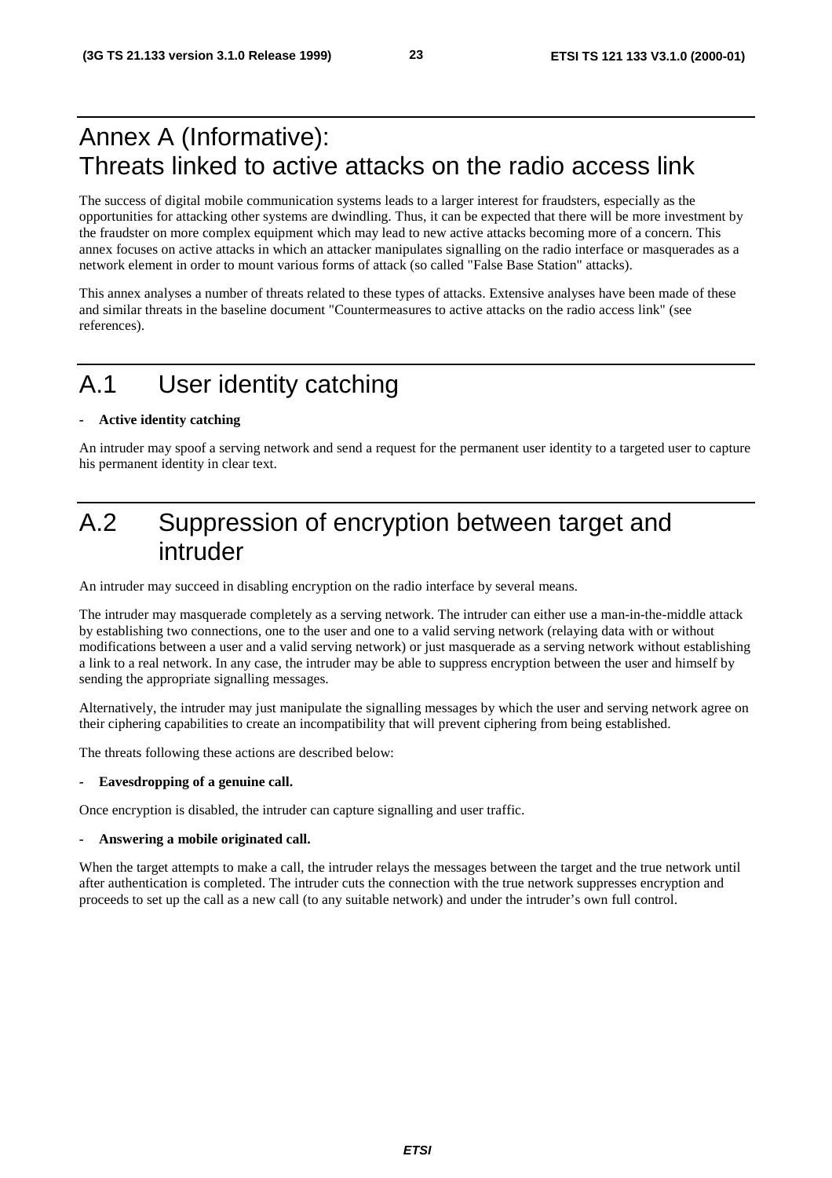# Annex A (Informative): Threats linked to active attacks on the radio access link

The success of digital mobile communication systems leads to a larger interest for fraudsters, especially as the opportunities for attacking other systems are dwindling. Thus, it can be expected that there will be more investment by the fraudster on more complex equipment which may lead to new active attacks becoming more of a concern. This annex focuses on active attacks in which an attacker manipulates signalling on the radio interface or masquerades as a network element in order to mount various forms of attack (so called "False Base Station" attacks).

This annex analyses a number of threats related to these types of attacks. Extensive analyses have been made of these and similar threats in the baseline document "Countermeasures to active attacks on the radio access link" (see references).

# A.1 User identity catching

- **Active identity catching**

An intruder may spoof a serving network and send a request for the permanent user identity to a targeted user to capture his permanent identity in clear text.

# A.2 Suppression of encryption between target and intruder

An intruder may succeed in disabling encryption on the radio interface by several means.

The intruder may masquerade completely as a serving network. The intruder can either use a man-in-the-middle attack by establishing two connections, one to the user and one to a valid serving network (relaying data with or without modifications between a user and a valid serving network) or just masquerade as a serving network without establishing a link to a real network. In any case, the intruder may be able to suppress encryption between the user and himself by sending the appropriate signalling messages.

Alternatively, the intruder may just manipulate the signalling messages by which the user and serving network agree on their ciphering capabilities to create an incompatibility that will prevent ciphering from being established.

The threats following these actions are described below:

- **Eavesdropping of a genuine call.**

Once encryption is disabled, the intruder can capture signalling and user traffic.

- **Answering a mobile originated call.**

When the target attempts to make a call, the intruder relays the messages between the target and the true network until after authentication is completed. The intruder cuts the connection with the true network suppresses encryption and proceeds to set up the call as a new call (to any suitable network) and under the intruder's own full control.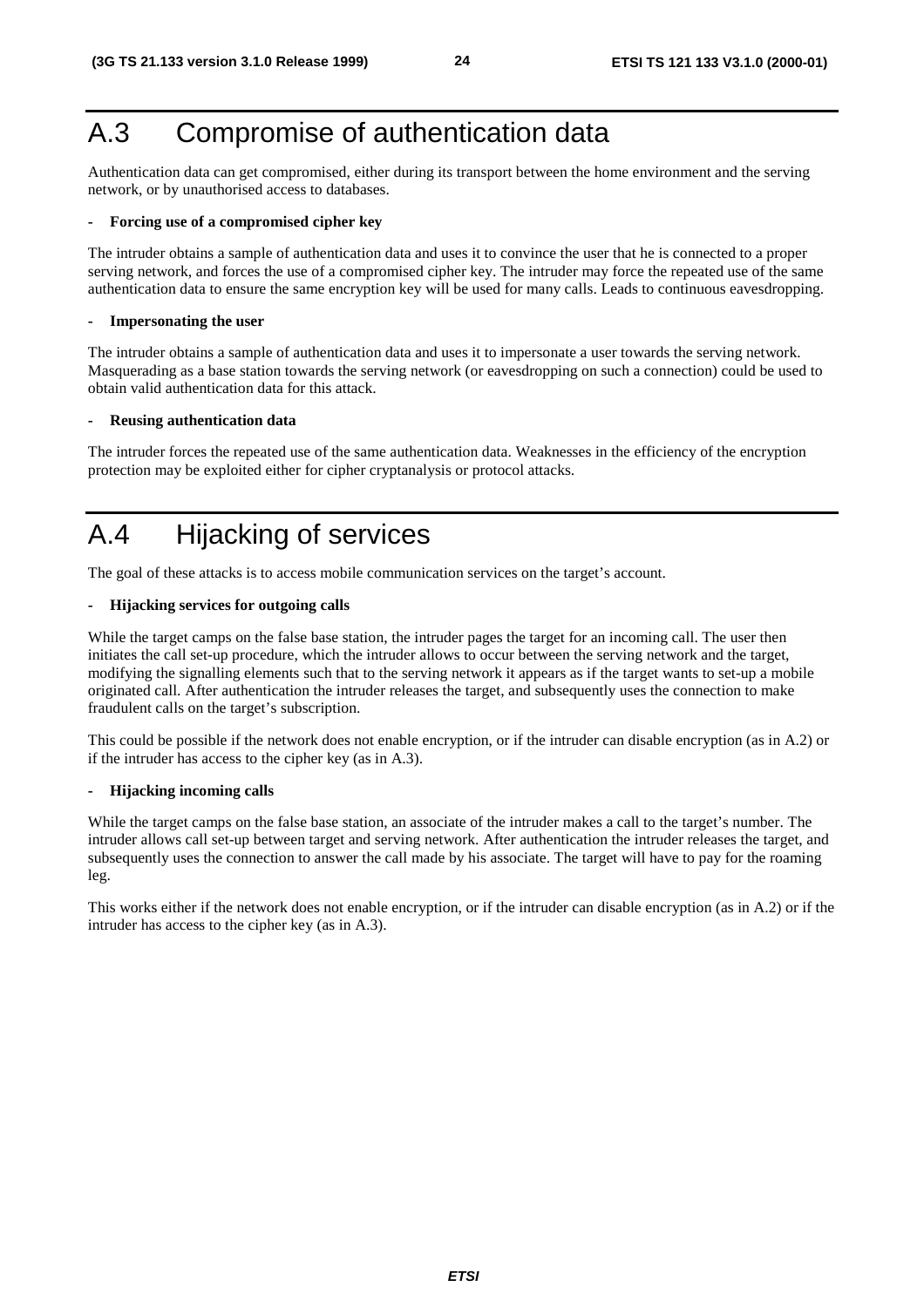# A.3 Compromise of authentication data

Authentication data can get compromised, either during its transport between the home environment and the serving network, or by unauthorised access to databases.

- **Forcing use of a compromised cipher key**

The intruder obtains a sample of authentication data and uses it to convince the user that he is connected to a proper serving network, and forces the use of a compromised cipher key. The intruder may force the repeated use of the same authentication data to ensure the same encryption key will be used for many calls. Leads to continuous eavesdropping.

- **Impersonating the user**

The intruder obtains a sample of authentication data and uses it to impersonate a user towards the serving network. Masquerading as a base station towards the serving network (or eavesdropping on such a connection) could be used to obtain valid authentication data for this attack.

- **Reusing authentication data**

The intruder forces the repeated use of the same authentication data. Weaknesses in the efficiency of the encryption protection may be exploited either for cipher cryptanalysis or protocol attacks.

# A.4 Hijacking of services

The goal of these attacks is to access mobile communication services on the target's account.

- **Hijacking services for outgoing calls**

While the target camps on the false base station, the intruder pages the target for an incoming call. The user then initiates the call set-up procedure, which the intruder allows to occur between the serving network and the target, modifying the signalling elements such that to the serving network it appears as if the target wants to set-up a mobile originated call. After authentication the intruder releases the target, and subsequently uses the connection to make fraudulent calls on the target's subscription.

This could be possible if the network does not enable encryption, or if the intruder can disable encryption (as in A.2) or if the intruder has access to the cipher key (as in A.3).

- **Hijacking incoming calls**

While the target camps on the false base station, an associate of the intruder makes a call to the target's number. The intruder allows call set-up between target and serving network. After authentication the intruder releases the target, and subsequently uses the connection to answer the call made by his associate. The target will have to pay for the roaming leg.

This works either if the network does not enable encryption, or if the intruder can disable encryption (as in A.2) or if the intruder has access to the cipher key (as in A.3).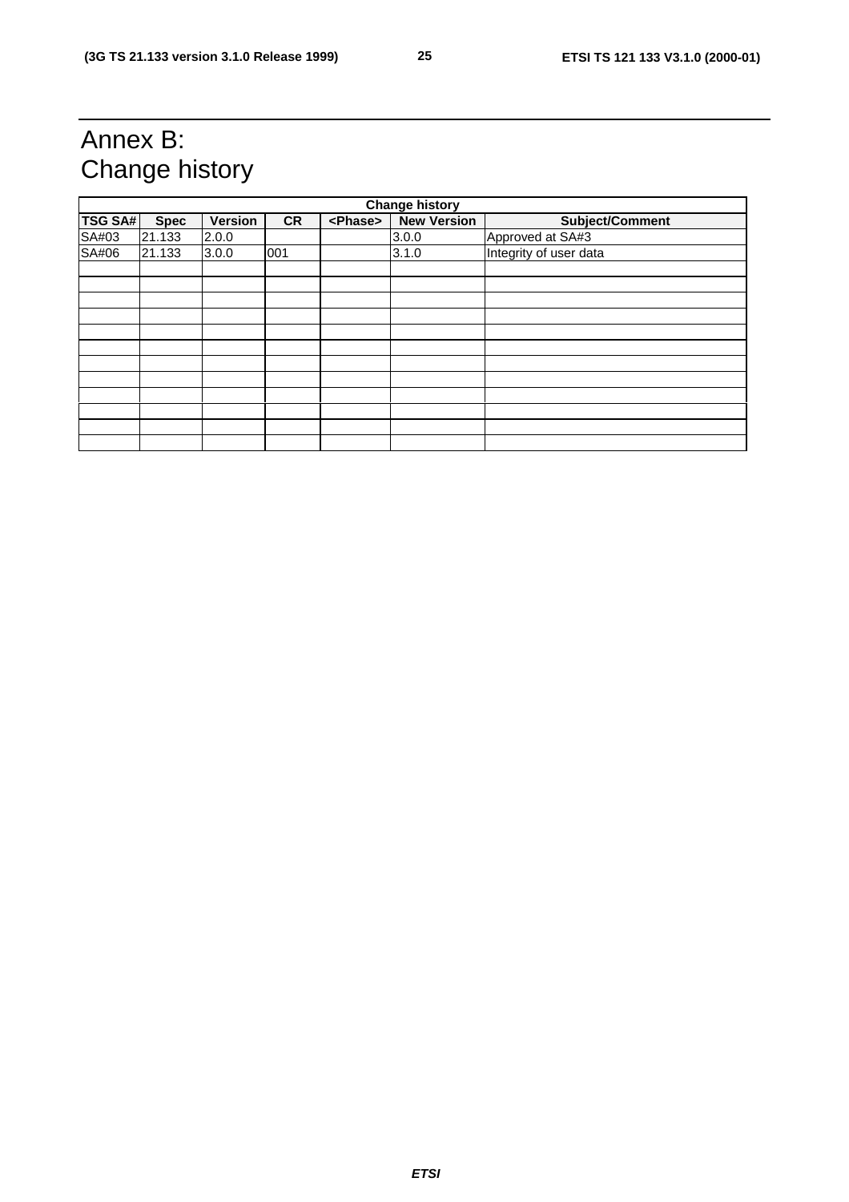# Annex B: Change history

| Change history | | | | | | |
|---|---|---|---|---|---|---|
| **TSG SA#** | **Spec** | **Version** | **CR** | **<Phase>** | **New Version** | **Subject/Comment** |
| SA#03 | 21.133 | 2.0.0 | | | 3.0.0 | Approved at SA#3 |
| SA#06 | 21.133 | 3.0.0 | 001 | | 3.1.0 | Integrity of user data |
| | | | | | | |
| | | | | | | |
| | | | | | | |
| | | | | | | |
| | | | | | | |
| | | | | | | |
| | | | | | | |
| | | | | | | |
| | | | | | | |
| | | | | | | |
| | | | | | | |
| | | | | | | |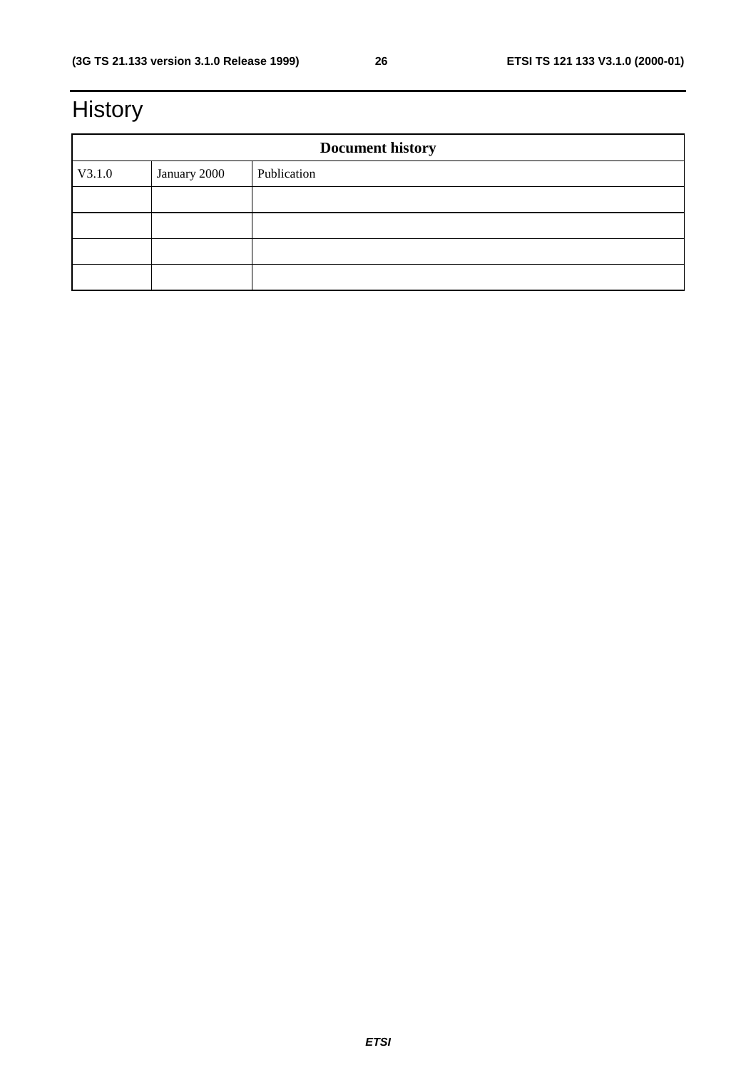# History

| Document history | | |
|---|---|---|
| V3.1.0 | January 2000 | Publication |
| | | |
| | | |
| | | |
| | | |